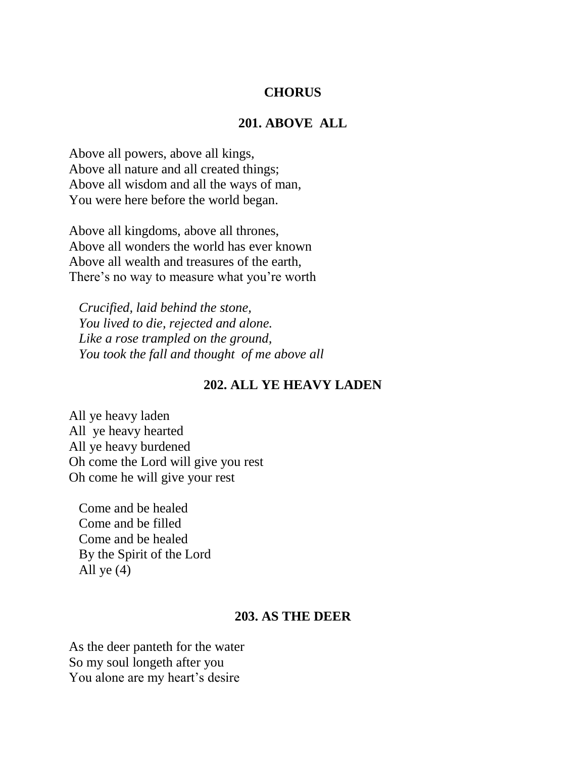# CHORUS

## 201. ABOVE ALL

Above all powers, above all kings,
Above all nature and all created things;
Above all wisdom and all the ways of man,
You were here before the world began.

Above all kingdoms, above all thrones,
Above all wonders the world has ever known
Above all wealth and treasures of the earth,
There's no way to measure what you're worth

*Crucified, laid behind the stone,*
*You lived to die, rejected and alone.*
*Like a rose trampled on the ground,*
*You took the fall and thought of me above all*

## 202. ALL YE HEAVY LADEN

All ye heavy laden
All ye heavy hearted
All ye heavy burdened
Oh come the Lord will give you rest
Oh come he will give your rest

Come and be healed
Come and be filled
Come and be healed
By the Spirit of the Lord
All ye (4)

## 203. AS THE DEER

As the deer panteth for the water
So my soul longeth after you
You alone are my heart's desire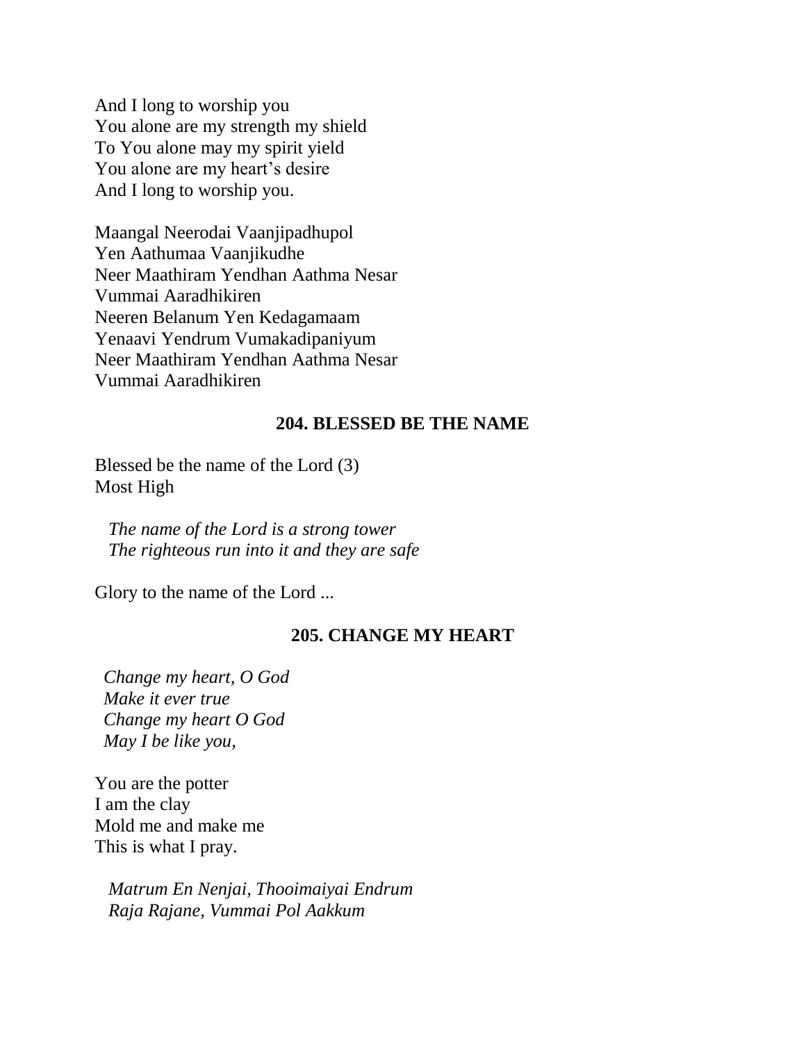And I long to worship you
You alone are my strength my shield
To You alone may my spirit yield
You alone are my heart's desire
And I long to worship you.

Maangal Neerodai Vaanjipadhupol
Yen Aathumaa Vaanjikudhe
Neer Maathiram Yendhan Aathma Nesar
Vummai Aaradhikiren
Neeren Belanum Yen Kedagamaam
Yenaavi Yendrum Vumakadipaniyum
Neer Maathiram Yendhan Aathma Nesar
Vummai Aaradhikiren

## 204. BLESSED BE THE NAME

Blessed be the name of the Lord (3)
Most High

*The name of the Lord is a strong tower*
*The righteous run into it and they are safe*

Glory to the name of the Lord ...

## 205. CHANGE MY HEART

*Change my heart, O God*
*Make it ever true*
*Change my heart O God*
*May I be like you,*

You are the potter
I am the clay
Mold me and make me
This is what I pray.

*Matrum En Nenjai, Thooimaiyai Endrum*
*Raja Rajane, Vummai Pol Aakkum*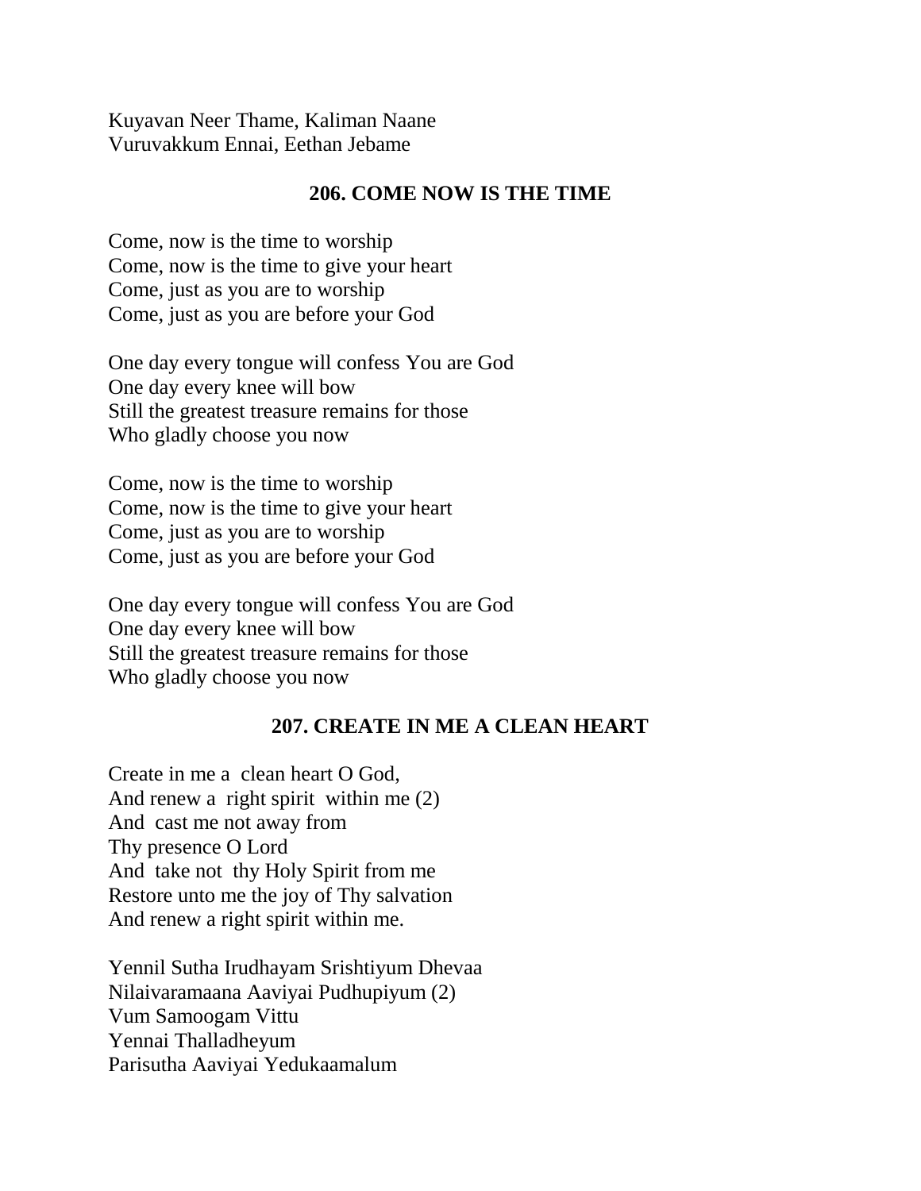Kuyavan Neer Thame, Kaliman Naane
Vuruvakkum Ennai, Eethan Jebame

## 206. COME NOW IS THE TIME

Come, now is the time to worship
Come, now is the time to give your heart
Come, just as you are to worship
Come, just as you are before your God

One day every tongue will confess You are God
One day every knee will bow
Still the greatest treasure remains for those
Who gladly choose you now

Come, now is the time to worship
Come, now is the time to give your heart
Come, just as you are to worship
Come, just as you are before your God

One day every tongue will confess You are God
One day every knee will bow
Still the greatest treasure remains for those
Who gladly choose you now

## 207. CREATE IN ME A CLEAN HEART

Create in me a clean heart O God,
And renew a right spirit within me (2)
And cast me not away from
Thy presence O Lord
And take not thy Holy Spirit from me
Restore unto me the joy of Thy salvation
And renew a right spirit within me.

Yennil Sutha Irudhayam Srishtiyum Dhevaa
Nilaivaramaana Aaviyai Pudhupiyum (2)
Vum Samoogam Vittu
Yennai Thalladheyum
Parisutha Aaviyai Yedukaamalum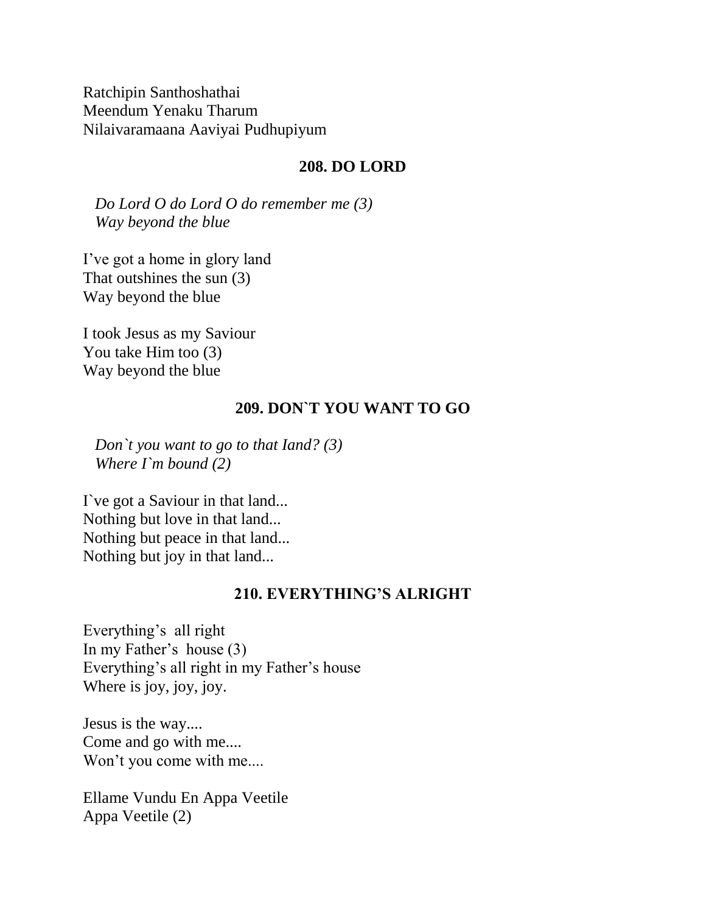Ratchipin Santhoshathai
Meendum Yenaku Tharum
Nilaivaramaana Aaviyai Pudhupiyum

## 208. DO LORD

*Do Lord O do Lord O do remember me (3)*
*Way beyond the blue*

I've got a home in glory land
That outshines the sun (3)
Way beyond the blue

I took Jesus as my Saviour
You take Him too (3)
Way beyond the blue

## 209. DON`T YOU WANT TO GO

*Don`t you want to go to that Iand? (3)*
*Where I`m bound (2)*

I`ve got a Saviour in that land...
Nothing but love in that land...
Nothing but peace in that land...
Nothing but joy in that land...

## 210. EVERYTHING'S ALRIGHT

Everything's all right
In my Father's house (3)
Everything's all right in my Father's house
Where is joy, joy, joy.

Jesus is the way....
Come and go with me....
Won't you come with me....

Ellame Vundu En Appa Veetile
Appa Veetile (2)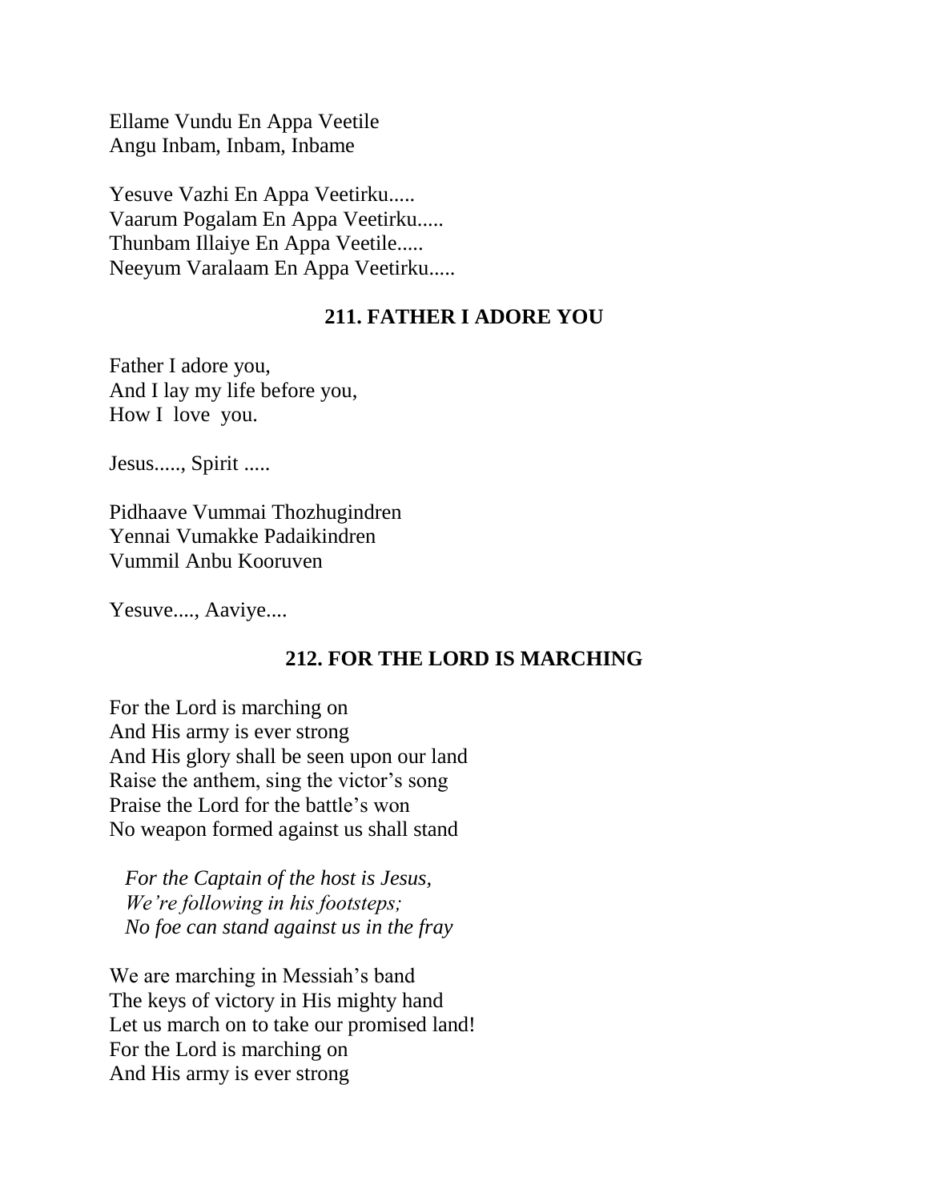Ellame Vundu En Appa Veetile
Angu Inbam, Inbam, Inbame

Yesuve Vazhi En Appa Veetirku.....
Vaarum Pogalam En Appa Veetirku.....
Thunbam Illaiye En Appa Veetile.....
Neeyum Varalaam En Appa Veetirku.....

## 211. FATHER I ADORE YOU

Father I adore you,
And I lay my life before you,
How I love you.

Jesus....., Spirit .....

Pidhaave Vummai Thozhugindren
Yennai Vumakke Padaikindren
Vummil Anbu Kooruven

Yesuve...., Aaviye....

## 212. FOR THE LORD IS MARCHING

For the Lord is marching on
And His army is ever strong
And His glory shall be seen upon our land
Raise the anthem, sing the victor's song
Praise the Lord for the battle's won
No weapon formed against us shall stand

*For the Captain of the host is Jesus,*
*We're following in his footsteps;*
*No foe can stand against us in the fray*

We are marching in Messiah's band
The keys of victory in His mighty hand
Let us march on to take our promised land!
For the Lord is marching on
And His army is ever strong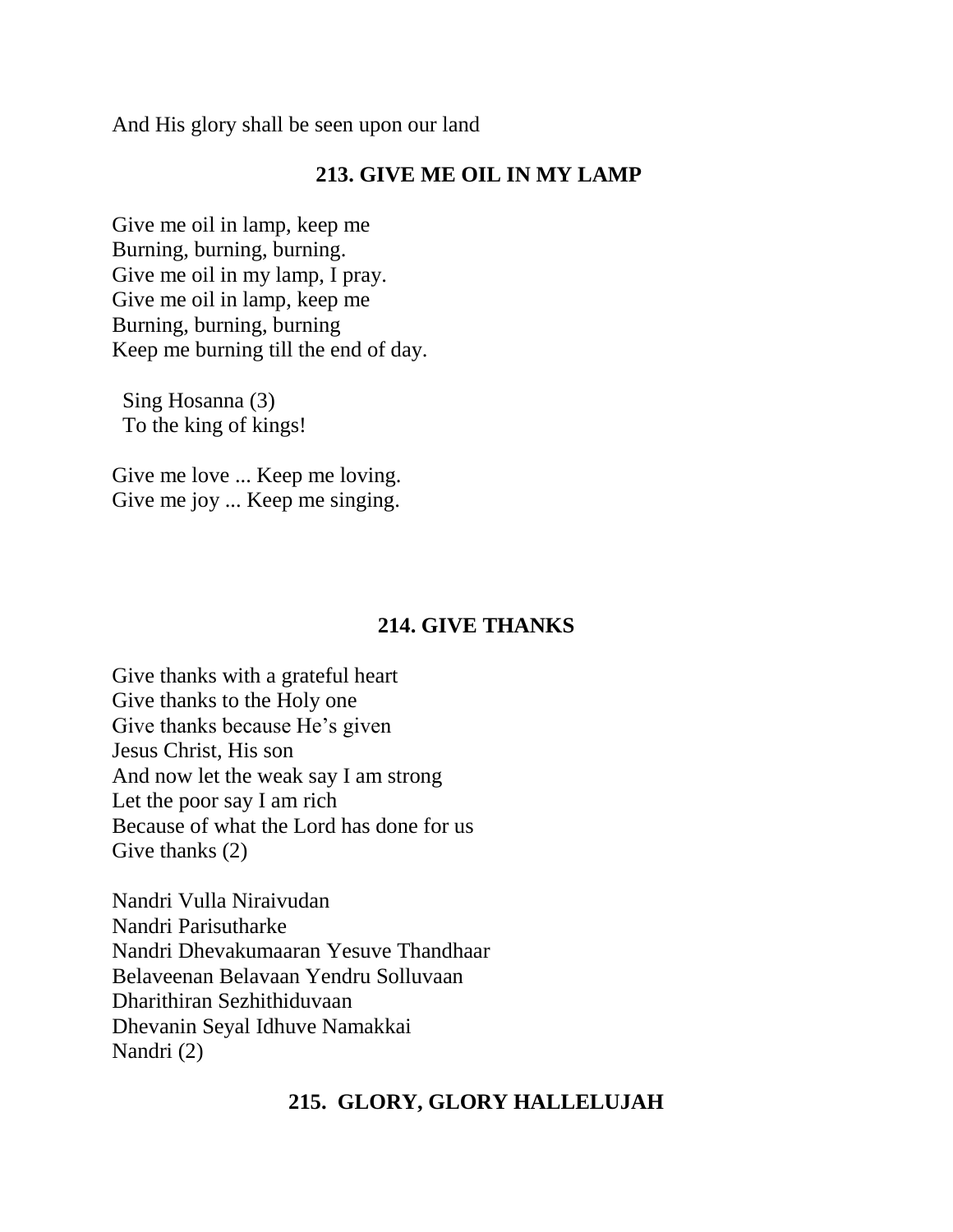And His glory shall be seen upon our land

## 213. GIVE ME OIL IN MY LAMP

Give me oil in lamp, keep me
Burning, burning, burning.
Give me oil in my lamp, I pray.
Give me oil in lamp, keep me
Burning, burning, burning
Keep me burning till the end of day.

Sing Hosanna (3)
To the king of kings!

Give me love ... Keep me loving.
Give me joy ... Keep me singing.

## 214. GIVE THANKS

Give thanks with a grateful heart
Give thanks to the Holy one
Give thanks because He's given
Jesus Christ, His son
And now let the weak say I am strong
Let the poor say I am rich
Because of what the Lord has done for us
Give thanks (2)

Nandri Vulla Niraivudan
Nandri Parisutharke
Nandri Dhevakumaaran Yesuve Thandhaar
Belaveenan Belavaan Yendru Solluvaan
Dharithiran Sezhithiduvaan
Dhevanin Seyal Idhuve Namakkai
Nandri (2)

## 215. GLORY, GLORY HALLELUJAH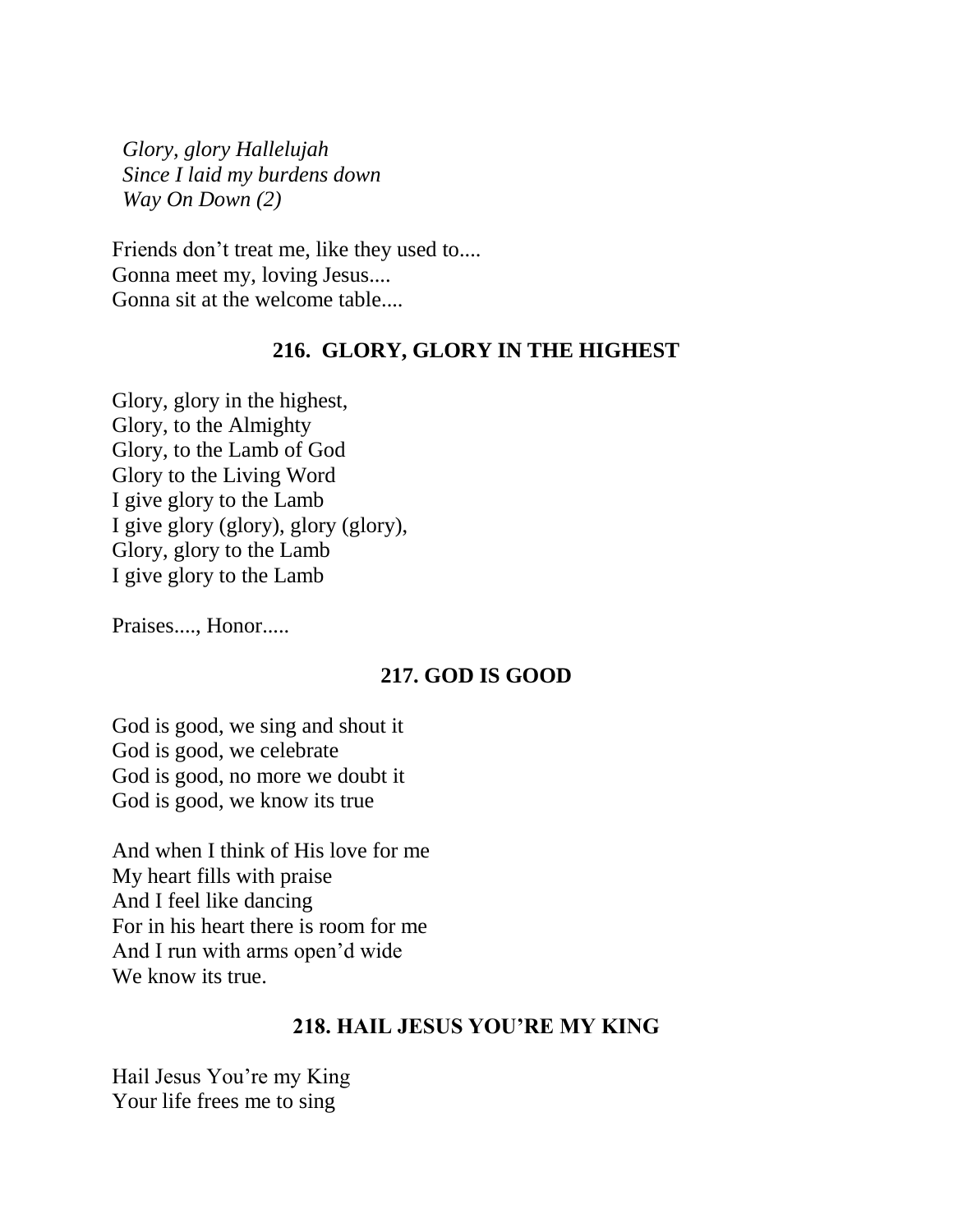*Glory, glory Hallelujah*
*Since I laid my burdens down*
*Way On Down (2)*

Friends don't treat me, like they used to....
Gonna meet my, loving Jesus....
Gonna sit at the welcome table....

## 216. GLORY, GLORY IN THE HIGHEST

Glory, glory in the highest,
Glory, to the Almighty
Glory, to the Lamb of God
Glory to the Living Word
I give glory to the Lamb
I give glory (glory), glory (glory),
Glory, glory to the Lamb
I give glory to the Lamb

Praises...., Honor.....

## 217. GOD IS GOOD

God is good, we sing and shout it
God is good, we celebrate
God is good, no more we doubt it
God is good, we know its true

And when I think of His love for me
My heart fills with praise
And I feel like dancing
For in his heart there is room for me
And I run with arms open'd wide
We know its true.

## 218. HAIL JESUS YOU'RE MY KING

Hail Jesus You're my King
Your life frees me to sing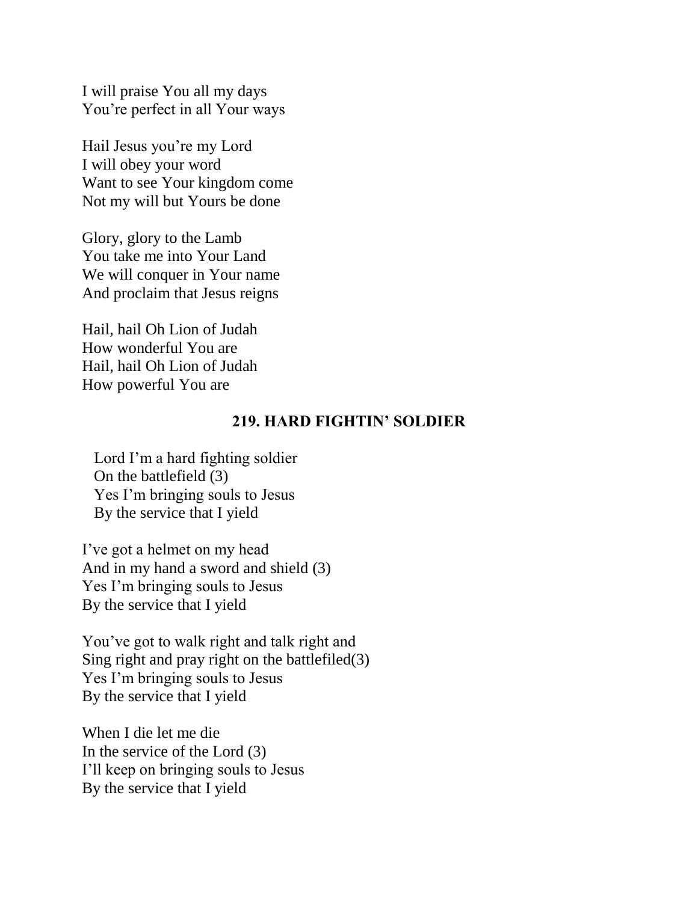I will praise You all my days
You're perfect in all Your ways

Hail Jesus you're my Lord
I will obey your word
Want to see Your kingdom come
Not my will but Yours be done

Glory, glory to the Lamb
You take me into Your Land
We will conquer in Your name
And proclaim that Jesus reigns

Hail, hail Oh Lion of Judah
How wonderful You are
Hail, hail Oh Lion of Judah
How powerful You are

## 219. HARD FIGHTIN' SOLDIER

Lord I'm a hard fighting soldier
On the battlefield (3)
Yes I'm bringing souls to Jesus
By the service that I yield

I've got a helmet on my head
And in my hand a sword and shield (3)
Yes I'm bringing souls to Jesus
By the service that I yield

You've got to walk right and talk right and
Sing right and pray right on the battlefiled(3)
Yes I'm bringing souls to Jesus
By the service that I yield

When I die let me die
In the service of the Lord (3)
I'll keep on bringing souls to Jesus
By the service that I yield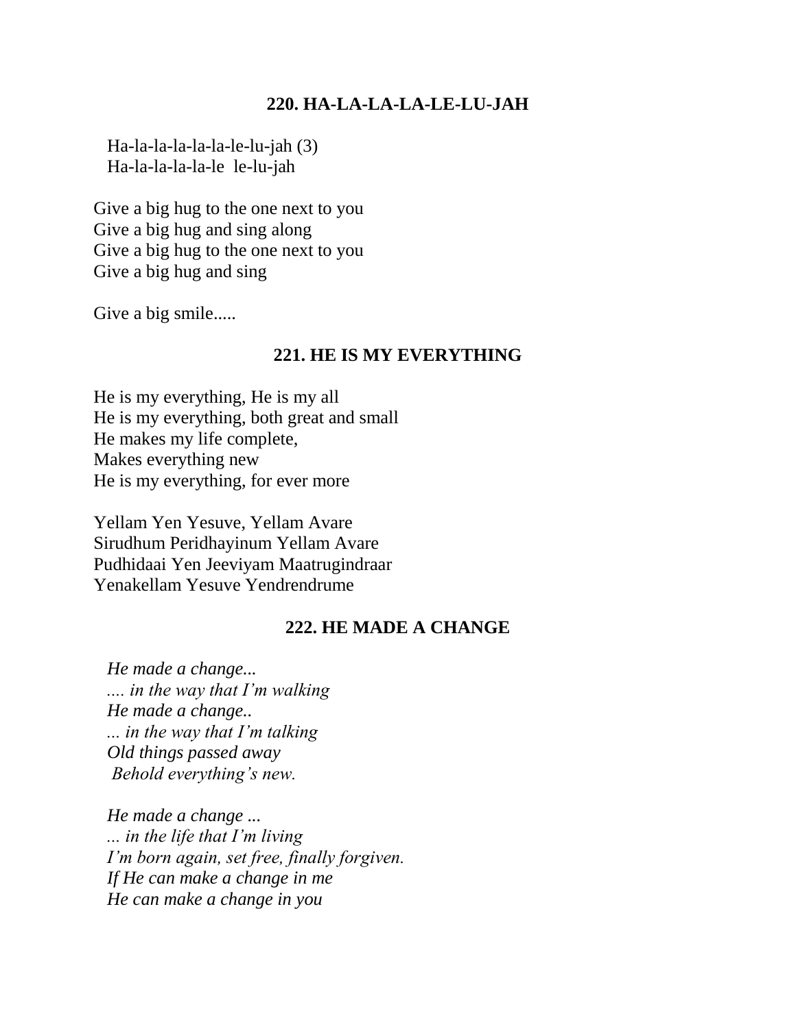## 220. HA-LA-LA-LA-LE-LU-JAH

Ha-la-la-la-la-la-le-lu-jah (3)
Ha-la-la-la-la-le  le-lu-jah

Give a big hug to the one next to you
Give a big hug and sing along
Give a big hug to the one next to you
Give a big hug and sing

Give a big smile.....

## 221. HE IS MY EVERYTHING

He is my everything, He is my all
He is my everything, both great and small
He makes my life complete,
Makes everything new
He is my everything, for ever more

Yellam Yen Yesuve, Yellam Avare
Sirudhum Peridhayinum Yellam Avare
Pudhidaai Yen Jeeviyam Maatrugindraar
Yenakellam Yesuve Yendrendrume

## 222. HE MADE A CHANGE

*He made a change...*
*.... in the way that I'm walking*
*He made a change..*
*... in the way that I'm talking*
*Old things passed away*
*Behold everything's new.*

*He made a change ...*
*... in the life that I'm living*
*I'm born again, set free, finally forgiven.*
*If He can make a change in me*
*He can make a change in you*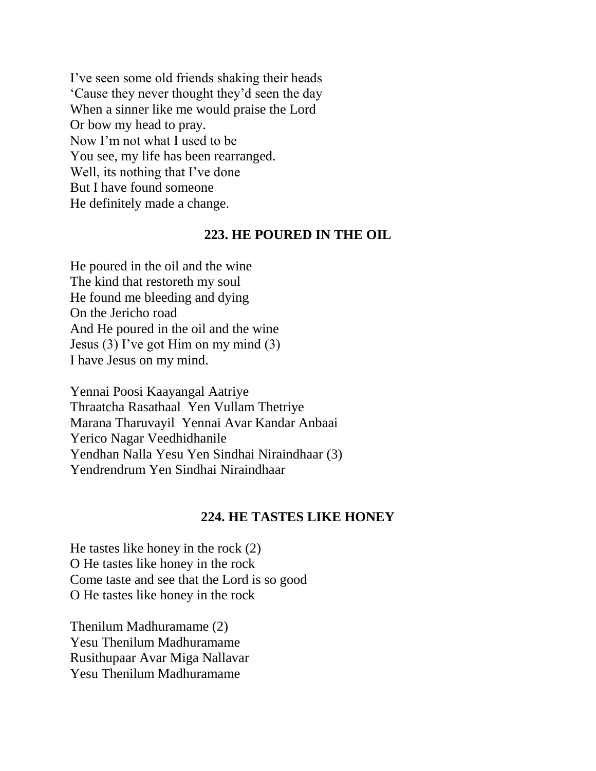I've seen some old friends shaking their heads
'Cause they never thought they'd seen the day
When a sinner like me would praise the Lord
Or bow my head to pray.
Now I'm not what I used to be
You see, my life has been rearranged.
Well, its nothing that I've done
But I have found someone
He definitely made a change.

## 223. HE POURED IN THE OIL

He poured in the oil and the wine
The kind that restoreth my soul
He found me bleeding and dying
On the Jericho road
And He poured in the oil and the wine
Jesus (3) I've got Him on my mind (3)
I have Jesus on my mind.

Yennai Poosi Kaayangal Aatriye
Thraatcha Rasathaal  Yen Vullam Thetriye
Marana Tharuvayil  Yennai Avar Kandar Anbaai
Yerico Nagar Veedhidhanile
Yendhan Nalla Yesu Yen Sindhai Niraindhaar (3)
Yendrendrum Yen Sindhai Niraindhaar

## 224. HE TASTES LIKE HONEY

He tastes like honey in the rock (2)
O He tastes like honey in the rock
Come taste and see that the Lord is so good
O He tastes like honey in the rock

Thenilum Madhuramame (2)
Yesu Thenilum Madhuramame
Rusithupaar Avar Miga Nallavar
Yesu Thenilum Madhuramame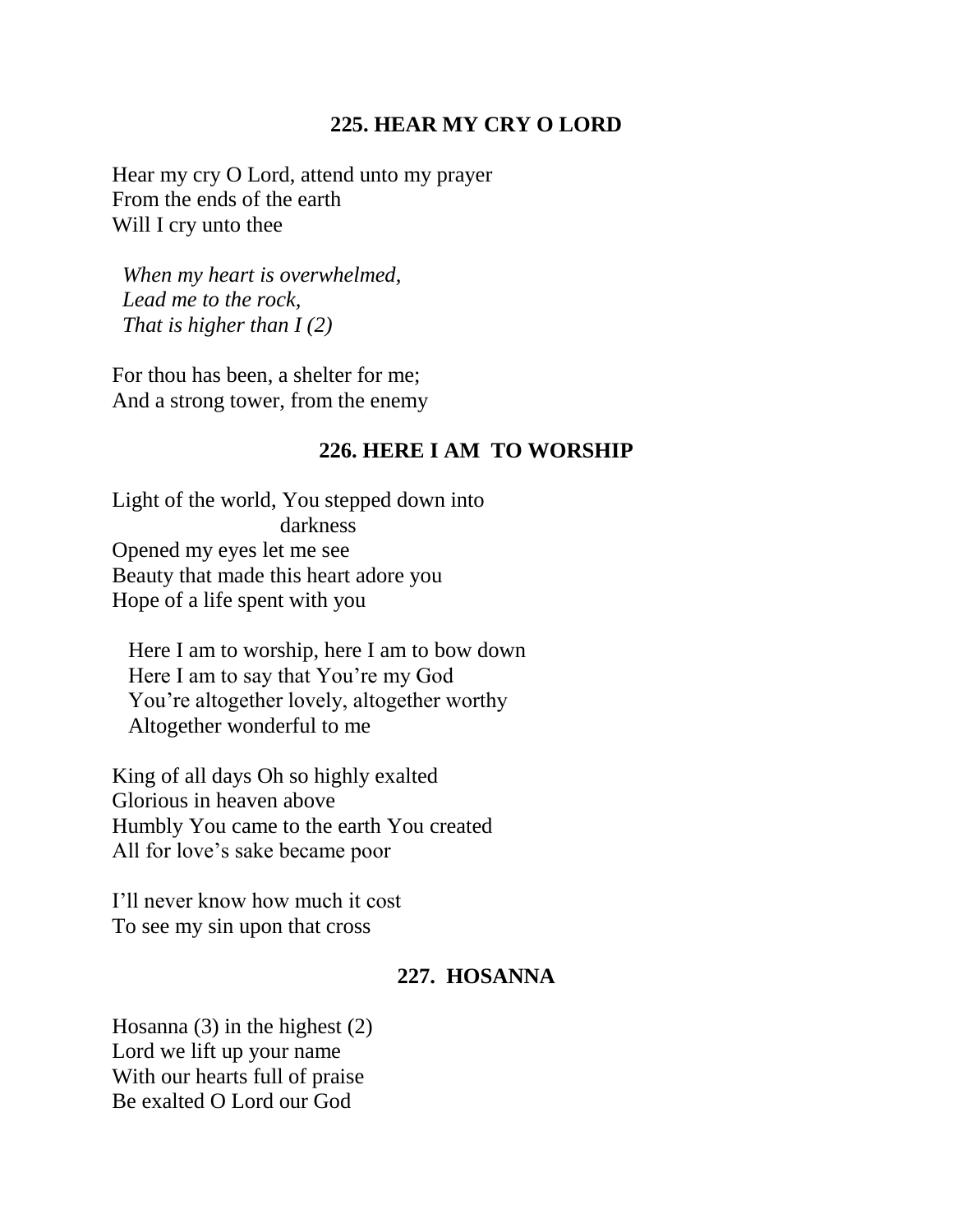## 225. HEAR MY CRY O LORD

Hear my cry O Lord, attend unto my prayer
From the ends of the earth
Will I cry unto thee

*When my heart is overwhelmed,*
*Lead me to the rock,*
*That is higher than I (2)*

For thou has been, a shelter for me;
And a strong tower, from the enemy

## 226. HERE I AM TO WORSHIP

Light of the world, You stepped down into darkness
Opened my eyes let me see
Beauty that made this heart adore you
Hope of a life spent with you

Here I am to worship, here I am to bow down
Here I am to say that You're my God
You're altogether lovely, altogether worthy
Altogether wonderful to me

King of all days Oh so highly exalted
Glorious in heaven above
Humbly You came to the earth You created
All for love's sake became poor

I'll never know how much it cost
To see my sin upon that cross

## 227. HOSANNA

Hosanna (3) in the highest (2)
Lord we lift up your name
With our hearts full of praise
Be exalted O Lord our God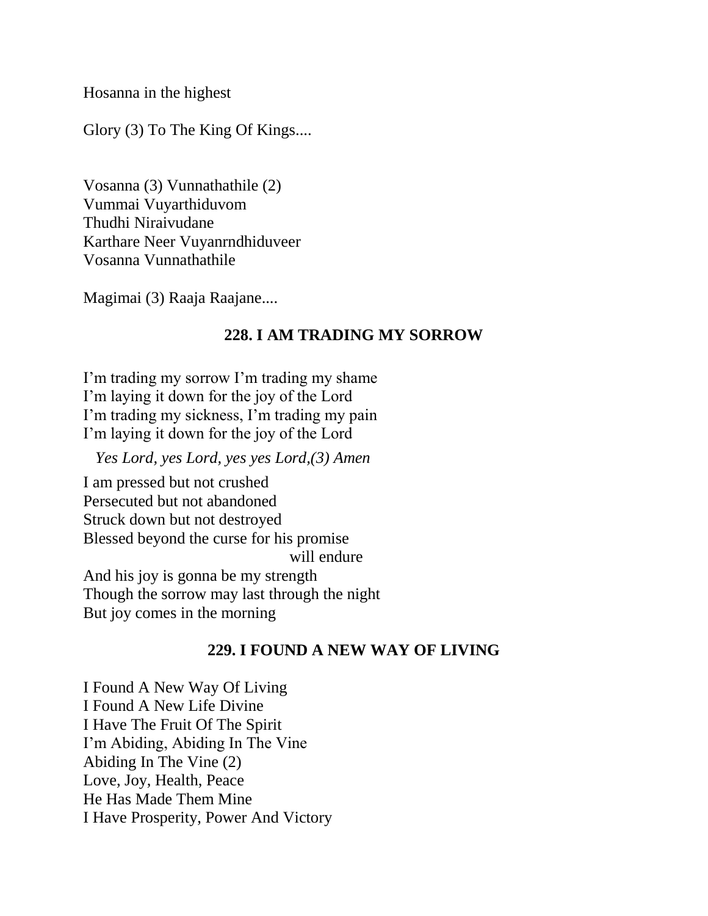Hosanna in the highest

Glory (3) To The King Of Kings....

Vosanna (3) Vunnathathile (2)
Vummai Vuyarthiduvom
Thudhi Niraivudane
Karthare Neer Vuyanrndhiduveer
Vosanna Vunnathathile

Magimai (3) Raaja Raajane....

### 228. I AM TRADING MY SORROW

I'm trading my sorrow I'm trading my shame
I'm laying it down for the joy of the Lord
I'm trading my sickness, I'm trading my pain
I'm laying it down for the joy of the Lord

*Yes Lord, yes Lord, yes yes Lord,(3) Amen*

I am pressed but not crushed
Persecuted but not abandoned
Struck down but not destroyed
Blessed beyond the curse for his promise
will endure
And his joy is gonna be my strength
Though the sorrow may last through the night
But joy comes in the morning

### 229. I FOUND A NEW WAY OF LIVING

I Found A New Way Of Living
I Found A New Life Divine
I Have The Fruit Of The Spirit
I'm Abiding, Abiding In The Vine
Abiding In The Vine (2)
Love, Joy, Health, Peace
He Has Made Them Mine
I Have Prosperity, Power And Victory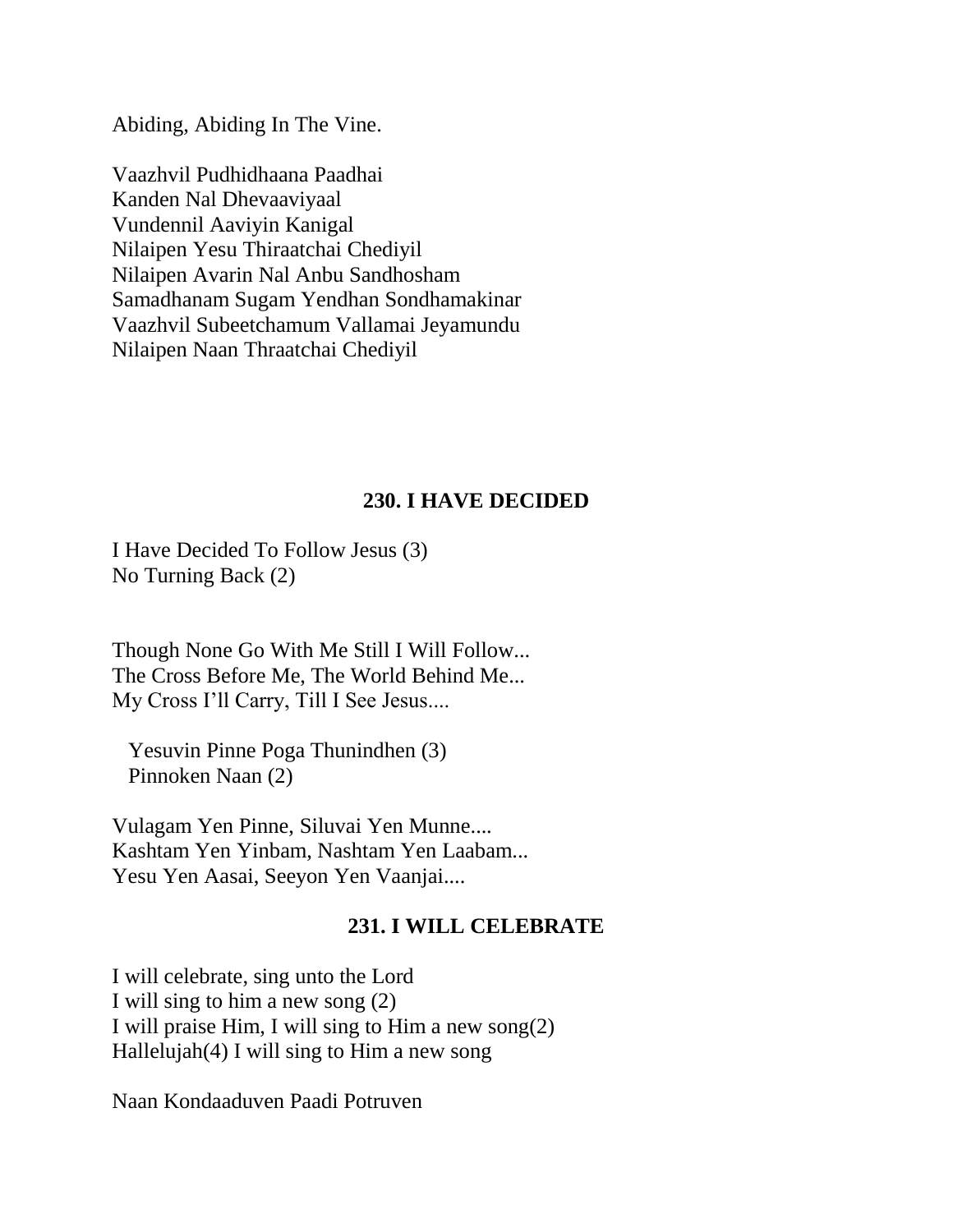Abiding, Abiding In The Vine.

Vaazhvil Pudhidhaana Paadhai
Kanden Nal Dhevaaviyaal
Vundennil Aaviyin Kanigal
Nilaipen Yesu Thiraatchai Chediyil
Nilaipen Avarin Nal Anbu Sandhosham
Samadhanam Sugam Yendhan Sondhamakinar
Vaazhvil Subeetchamum Vallamai Jeyamundu
Nilaipen Naan Thraatchai Chediyil

## 230. I HAVE DECIDED

I Have Decided To Follow Jesus (3)
No Turning Back (2)

Though None Go With Me Still I Will Follow...
The Cross Before Me, The World Behind Me...
My Cross I'll Carry, Till I See Jesus....

Yesuvin Pinne Poga Thunindhen (3)
Pinnoken Naan (2)

Vulagam Yen Pinne, Siluvai Yen Munne....
Kashtam Yen Yinbam, Nashtam Yen Laabam...
Yesu Yen Aasai, Seeyon Yen Vaanjai....

## 231. I WILL CELEBRATE

I will celebrate, sing unto the Lord
I will sing to him a new song (2)
I will praise Him, I will sing to Him a new song(2)
Hallelujah(4) I will sing to Him a new song

Naan Kondaaduven Paadi Potruven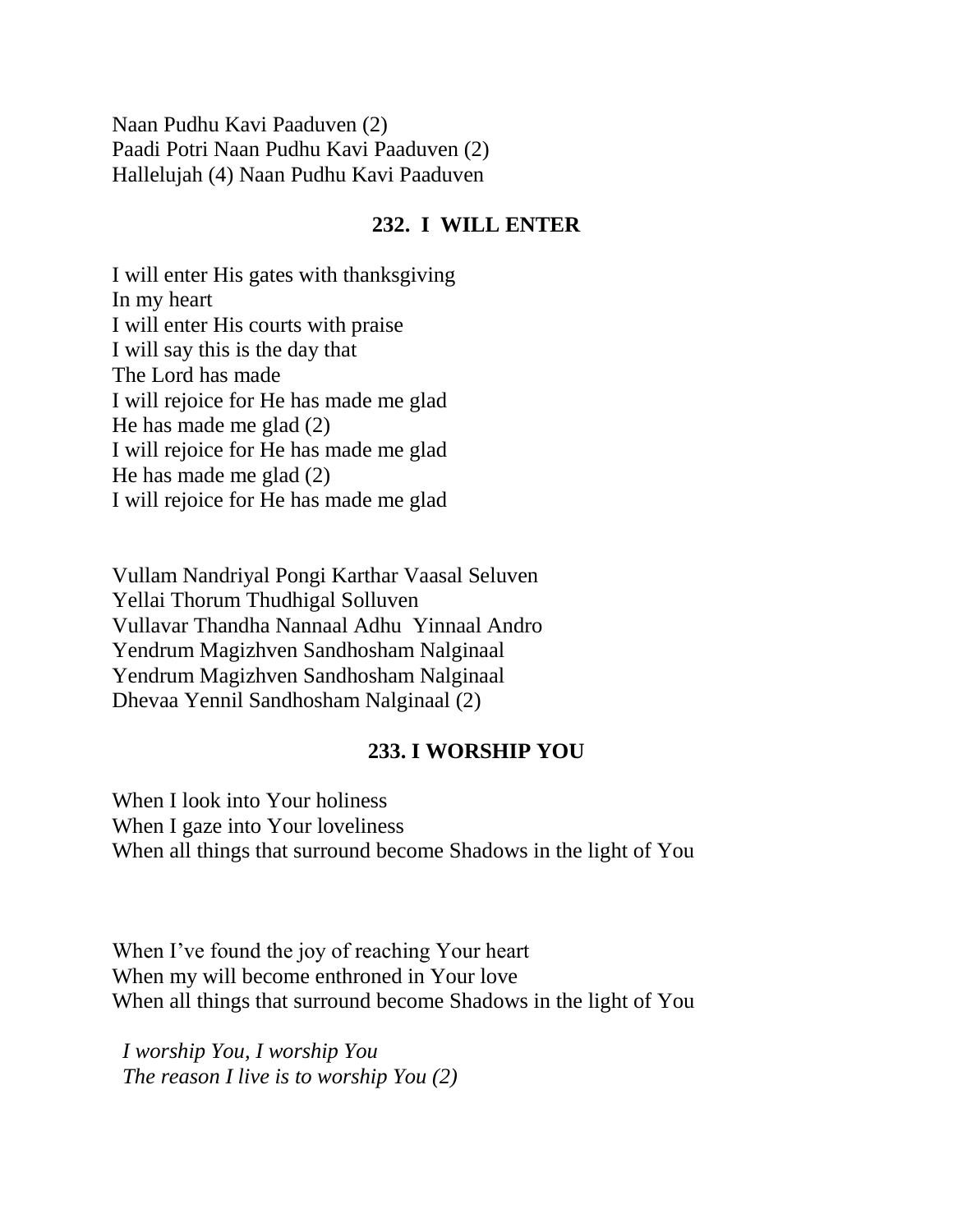Naan Pudhu Kavi Paaduven (2)
Paadi Potri Naan Pudhu Kavi Paaduven (2)
Hallelujah (4) Naan Pudhu Kavi Paaduven

## 232. I WILL ENTER

I will enter His gates with thanksgiving
In my heart
I will enter His courts with praise
I will say this is the day that
The Lord has made
I will rejoice for He has made me glad
He has made me glad (2)
I will rejoice for He has made me glad
He has made me glad (2)
I will rejoice for He has made me glad

Vullam Nandriyal Pongi Karthar Vaasal Seluven
Yellai Thorum Thudhigal Solluven
Vullavar Thandha Nannaal Adhu Yinnaal Andro
Yendrum Magizhven Sandhosham Nalginaal
Yendrum Magizhven Sandhosham Nalginaal
Dhevaa Yennil Sandhosham Nalginaal (2)

## 233. I WORSHIP YOU

When I look into Your holiness
When I gaze into Your loveliness
When all things that surround become Shadows in the light of You

When I've found the joy of reaching Your heart
When my will become enthroned in Your love
When all things that surround become Shadows in the light of You

*I worship You, I worship You*
*The reason I live is to worship You (2)*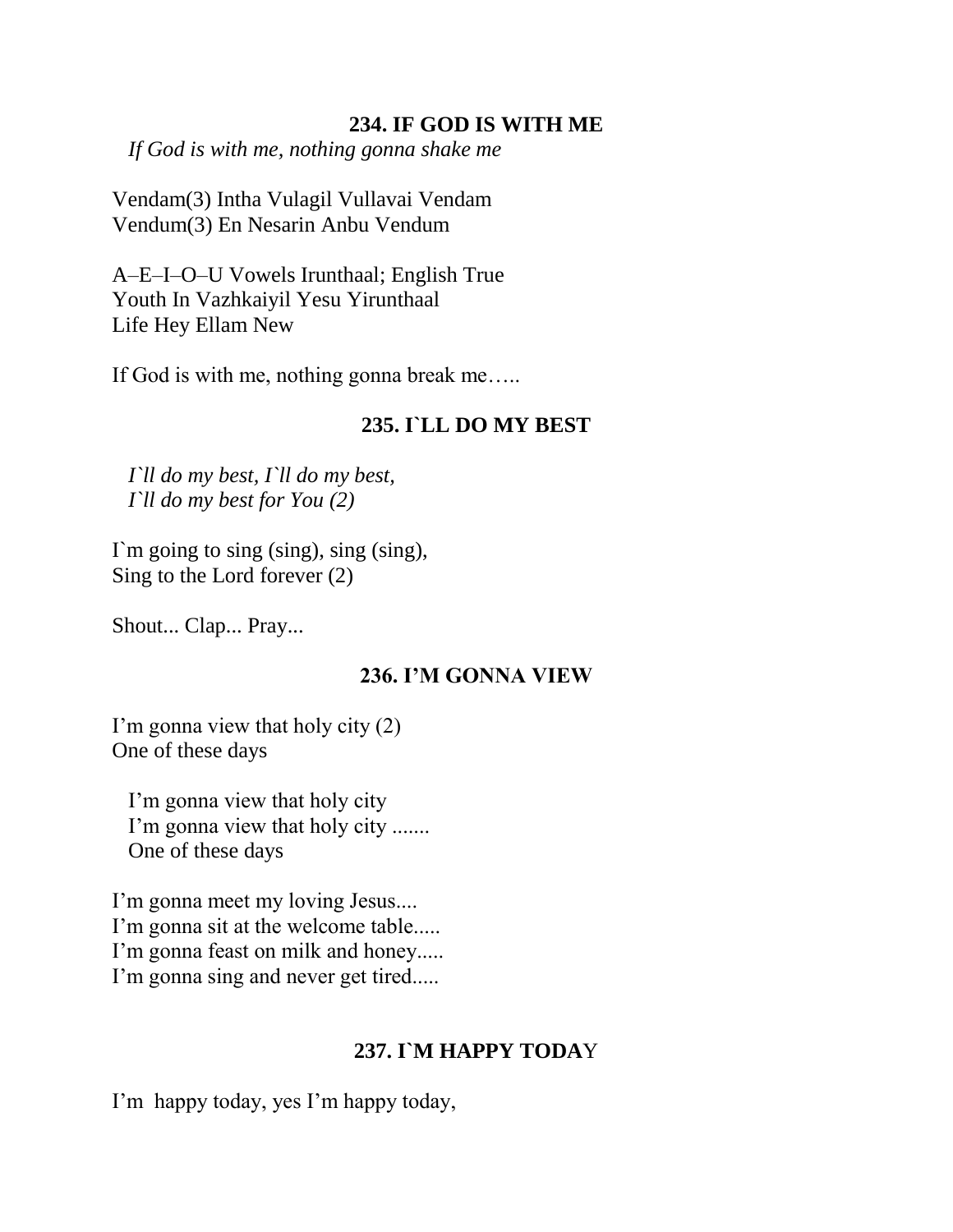### 234. IF GOD IS WITH ME

*If God is with me, nothing gonna shake me*

Vendam(3) Intha Vulagil Vullavai Vendam
Vendum(3) En Nesarin Anbu Vendum

A–E–I–O–U Vowels Irunthaal; English True
Youth In Vazhkaiyil Yesu Yirunthaal
Life Hey Ellam New

If God is with me, nothing gonna break me…..

### 235. I`LL DO MY BEST

*I`ll do my best, I`ll do my best,*
*I`ll do my best for You (2)*

I`m going to sing (sing), sing (sing),
Sing to the Lord forever (2)

Shout... Clap... Pray...

### 236. I'M GONNA VIEW

I'm gonna view that holy city (2)
One of these days

I'm gonna view that holy city
I'm gonna view that holy city .......
One of these days

I'm gonna meet my loving Jesus....
I'm gonna sit at the welcome table.....
I'm gonna feast on milk and honey.....
I'm gonna sing and never get tired.....

### 237. I`M HAPPY TODAY

I'm happy today, yes I'm happy today,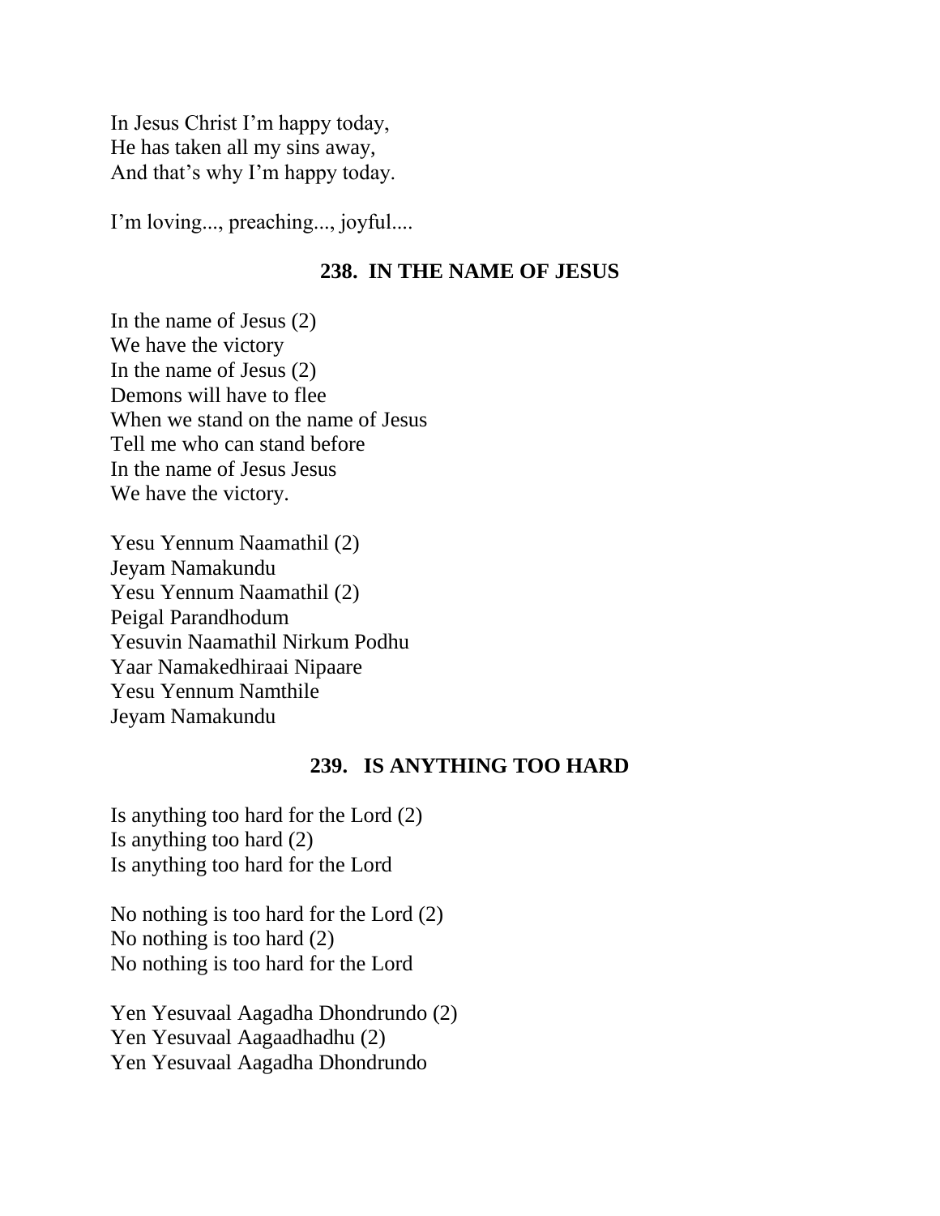In Jesus Christ I'm happy today,
He has taken all my sins away,
And that's why I'm happy today.

I'm loving..., preaching..., joyful....

## 238. IN THE NAME OF JESUS

In the name of Jesus (2)
We have the victory
In the name of Jesus (2)
Demons will have to flee
When we stand on the name of Jesus
Tell me who can stand before
In the name of Jesus Jesus
We have the victory.

Yesu Yennum Naamathil (2)
Jeyam Namakundu
Yesu Yennum Naamathil (2)
Peigal Parandhodum
Yesuvin Naamathil Nirkum Podhu
Yaar Namakedhiraai Nipaare
Yesu Yennum Namthile
Jeyam Namakundu

## 239. IS ANYTHING TOO HARD

Is anything too hard for the Lord (2)
Is anything too hard (2)
Is anything too hard for the Lord

No nothing is too hard for the Lord (2)
No nothing is too hard (2)
No nothing is too hard for the Lord

Yen Yesuvaal Aagadha Dhondrundo (2)
Yen Yesuvaal Aagaadhadhu (2)
Yen Yesuvaal Aagadha Dhondrundo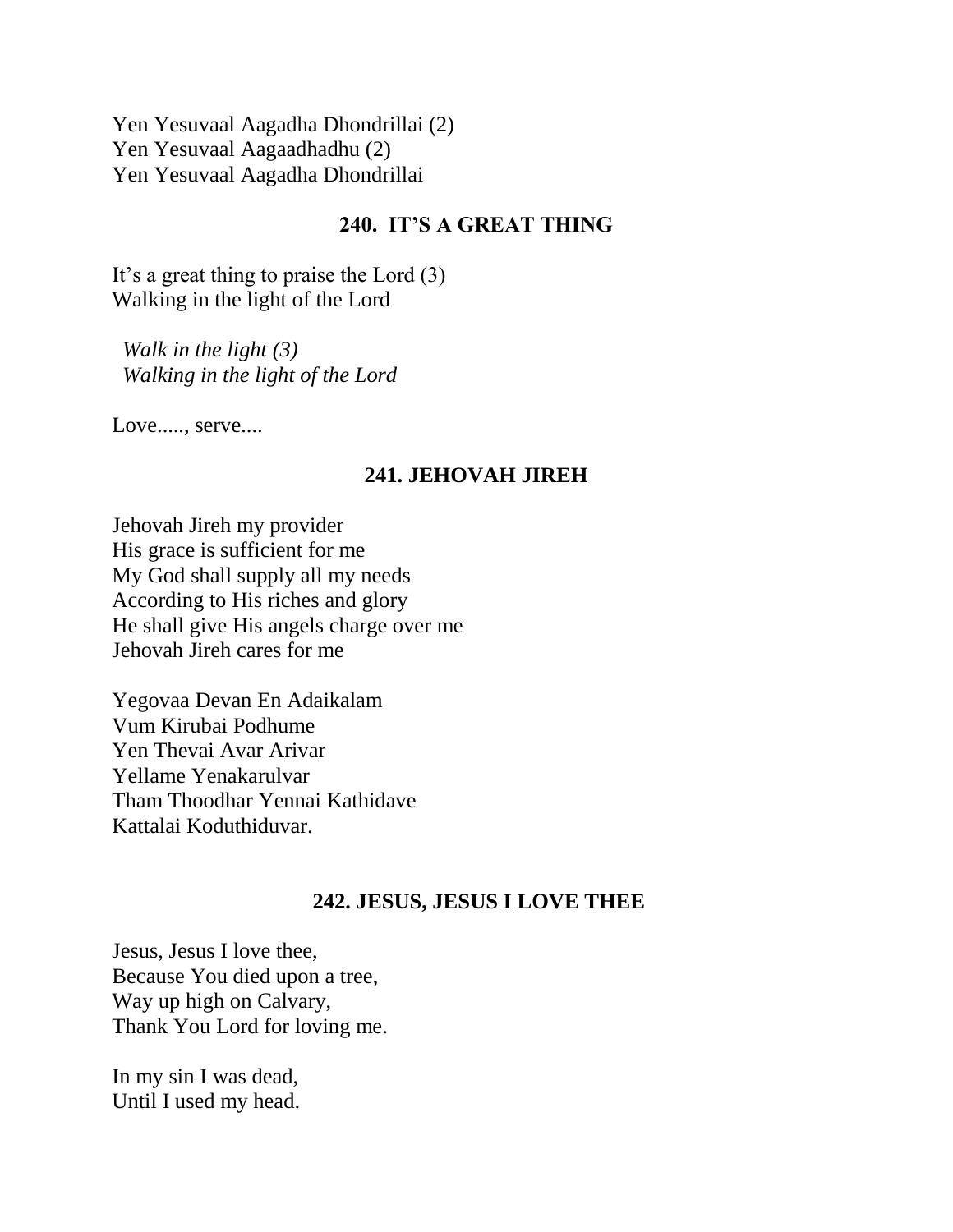Yen Yesuvaal Aagadha Dhondrillai (2)  
Yen Yesuvaal Aagaadhadhu (2)  
Yen Yesuvaal Aagadha Dhondrillai

## 240. IT'S A GREAT THING

It's a great thing to praise the Lord (3)  
Walking in the light of the Lord

*Walk in the light (3)*  
*Walking in the light of the Lord*

Love....., serve....

## 241. JEHOVAH JIREH

Jehovah Jireh my provider  
His grace is sufficient for me  
My God shall supply all my needs  
According to His riches and glory  
He shall give His angels charge over me  
Jehovah Jireh cares for me

Yegovaa Devan En Adaikalam  
Vum Kirubai Podhume  
Yen Thevai Avar Arivar  
Yellame Yenakarulvar  
Tham Thoodhar Yennai Kathidave  
Kattalai Koduthiduvar.

## 242. JESUS, JESUS I LOVE THEE

Jesus, Jesus I love thee,  
Because You died upon a tree,  
Way up high on Calvary,  
Thank You Lord for loving me.

In my sin I was dead,  
Until I used my head.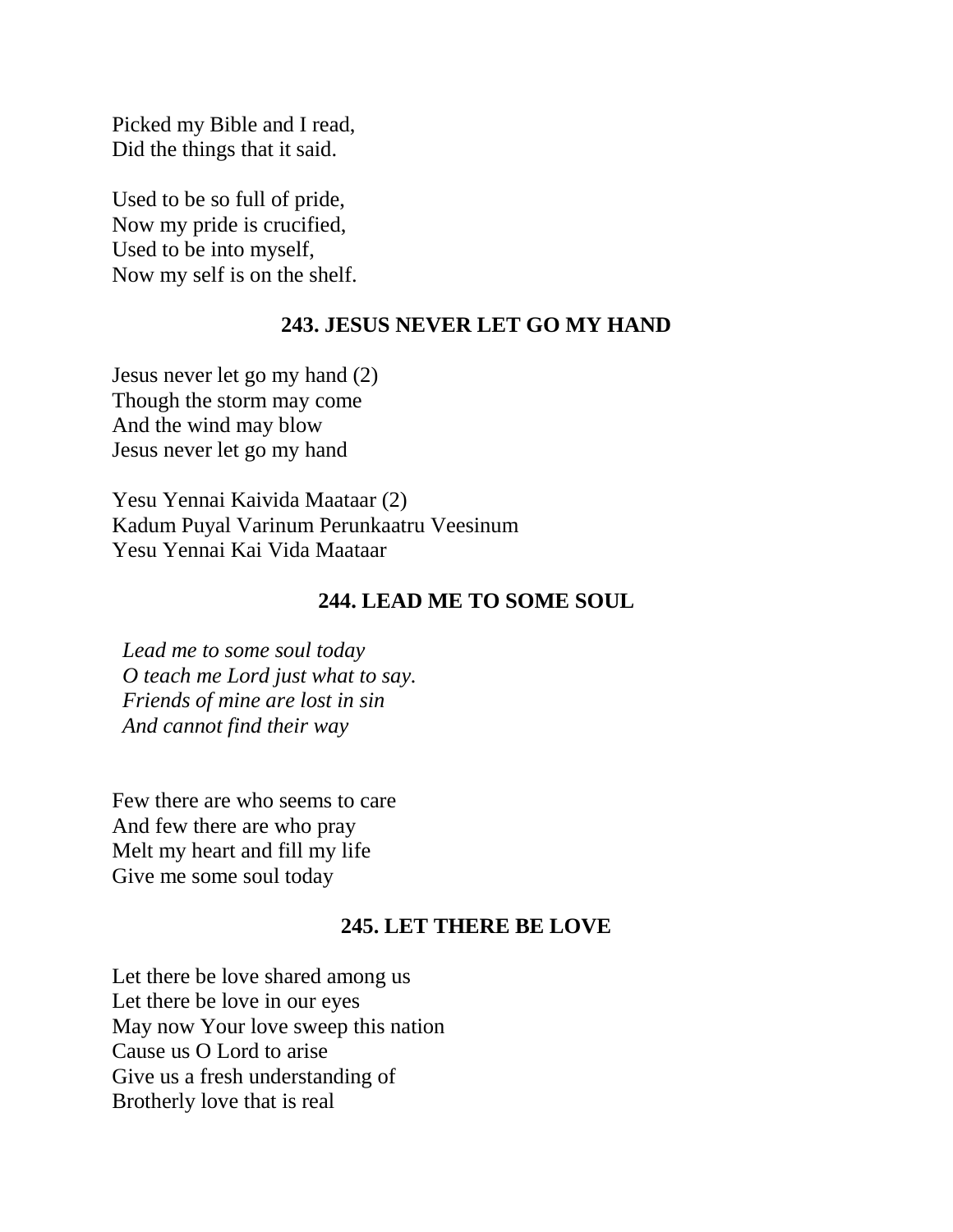Picked my Bible and I read,
Did the things that it said.

Used to be so full of pride,
Now my pride is crucified,
Used to be into myself,
Now my self is on the shelf.

## 243. JESUS NEVER LET GO MY HAND

Jesus never let go my hand (2)
Though the storm may come
And the wind may blow
Jesus never let go my hand

Yesu Yennai Kaivida Maataar (2)
Kadum Puyal Varinum Perunkaatru Veesinum
Yesu Yennai Kai Vida Maataar

## 244. LEAD ME TO SOME SOUL

*Lead me to some soul today*
*O teach me Lord just what to say.*
*Friends of mine are lost in sin*
*And cannot find their way*

Few there are who seems to care
And few there are who pray
Melt my heart and fill my life
Give me some soul today

## 245. LET THERE BE LOVE

Let there be love shared among us
Let there be love in our eyes
May now Your love sweep this nation
Cause us O Lord to arise
Give us a fresh understanding of
Brotherly love that is real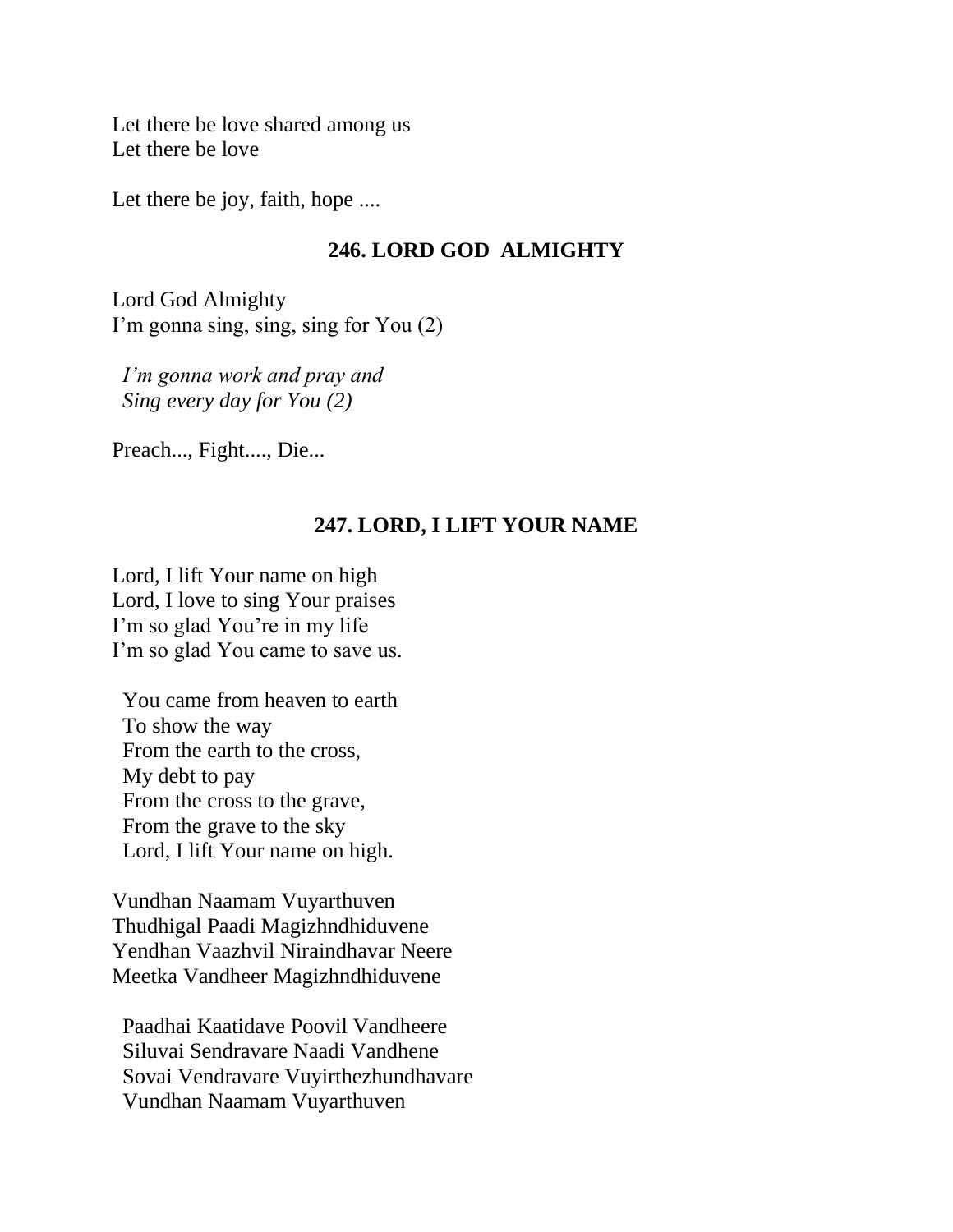Let there be love shared among us
Let there be love

Let there be joy, faith, hope ....

## 246. LORD GOD ALMIGHTY

Lord God Almighty
I'm gonna sing, sing, sing for You (2)

*I'm gonna work and pray and*
*Sing every day for You (2)*

Preach..., Fight...., Die...

## 247. LORD, I LIFT YOUR NAME

Lord, I lift Your name on high
Lord, I love to sing Your praises
I'm so glad You're in my life
I'm so glad You came to save us.

You came from heaven to earth
To show the way
From the earth to the cross,
My debt to pay
From the cross to the grave,
From the grave to the sky
Lord, I lift Your name on high.

Vundhan Naamam Vuyarthuven
Thudhigal Paadi Magizhndhiduvene
Yendhan Vaazhvil Niraindhavar Neere
Meetka Vandheer Magizhndhiduvene

Paadhai Kaatidave Poovil Vandheere
Siluvai Sendravare Naadi Vandhene
Sovai Vendravare Vuyirthezhundhavare
Vundhan Naamam Vuyarthuven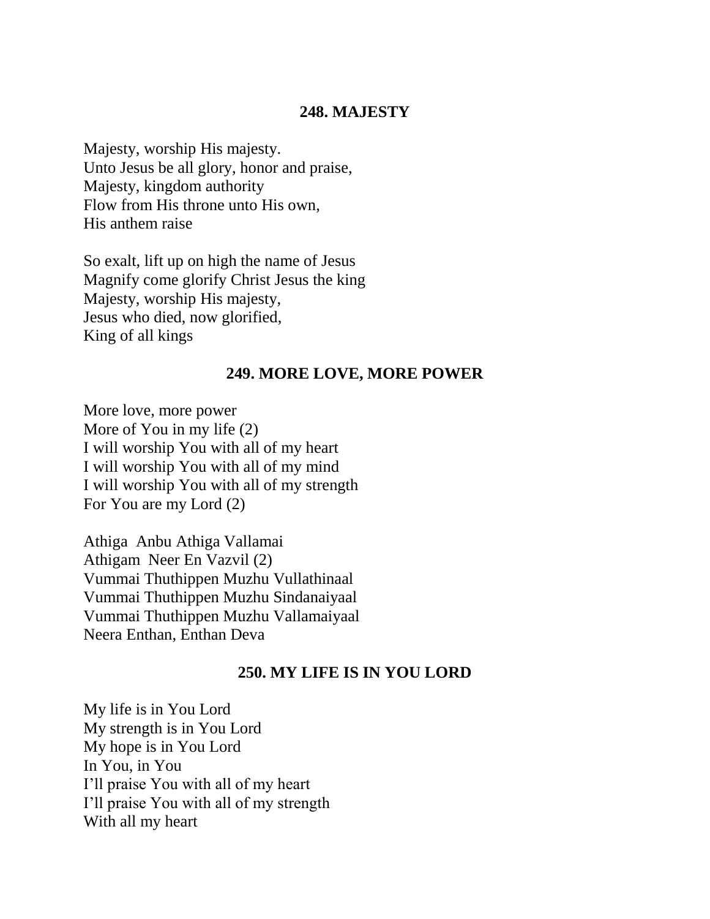## 248. MAJESTY

Majesty, worship His majesty.
Unto Jesus be all glory, honor and praise,
Majesty, kingdom authority
Flow from His throne unto His own,
His anthem raise

So exalt, lift up on high the name of Jesus
Magnify come glorify Christ Jesus the king
Majesty, worship His majesty,
Jesus who died, now glorified,
King of all kings

## 249. MORE LOVE, MORE POWER

More love, more power
More of You in my life (2)
I will worship You with all of my heart
I will worship You with all of my mind
I will worship You with all of my strength
For You are my Lord (2)

Athiga Anbu Athiga Vallamai
Athigam Neer En Vazvil (2)
Vummai Thuthippen Muzhu Vullathinaal
Vummai Thuthippen Muzhu Sindanaiyaal
Vummai Thuthippen Muzhu Vallamaiyaal
Neera Enthan, Enthan Deva

## 250. MY LIFE IS IN YOU LORD

My life is in You Lord
My strength is in You Lord
My hope is in You Lord
In You, in You
I'll praise You with all of my heart
I'll praise You with all of my strength
With all my heart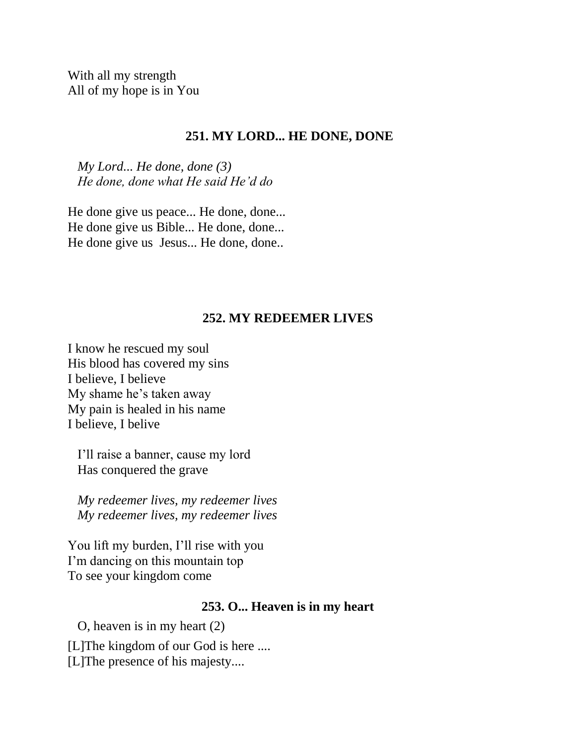With all my strength
All of my hope is in You

### 251. MY LORD... HE DONE, DONE

*My Lord... He done, done (3)*
*He done, done what He said He'd do*

He done give us peace... He done, done...
He done give us Bible... He done, done...
He done give us Jesus... He done, done..

### 252. MY REDEEMER LIVES

I know he rescued my soul
His blood has covered my sins
I believe, I believe
My shame he's taken away
My pain is healed in his name
I believe, I belive

I'll raise a banner, cause my lord
Has conquered the grave

*My redeemer lives, my redeemer lives*
*My redeemer lives, my redeemer lives*

You lift my burden, I'll rise with you
I'm dancing on this mountain top
To see your kingdom come

### 253. O... Heaven is in my heart

O, heaven is in my heart (2)

[L]The kingdom of our God is here ....
[L]The presence of his majesty....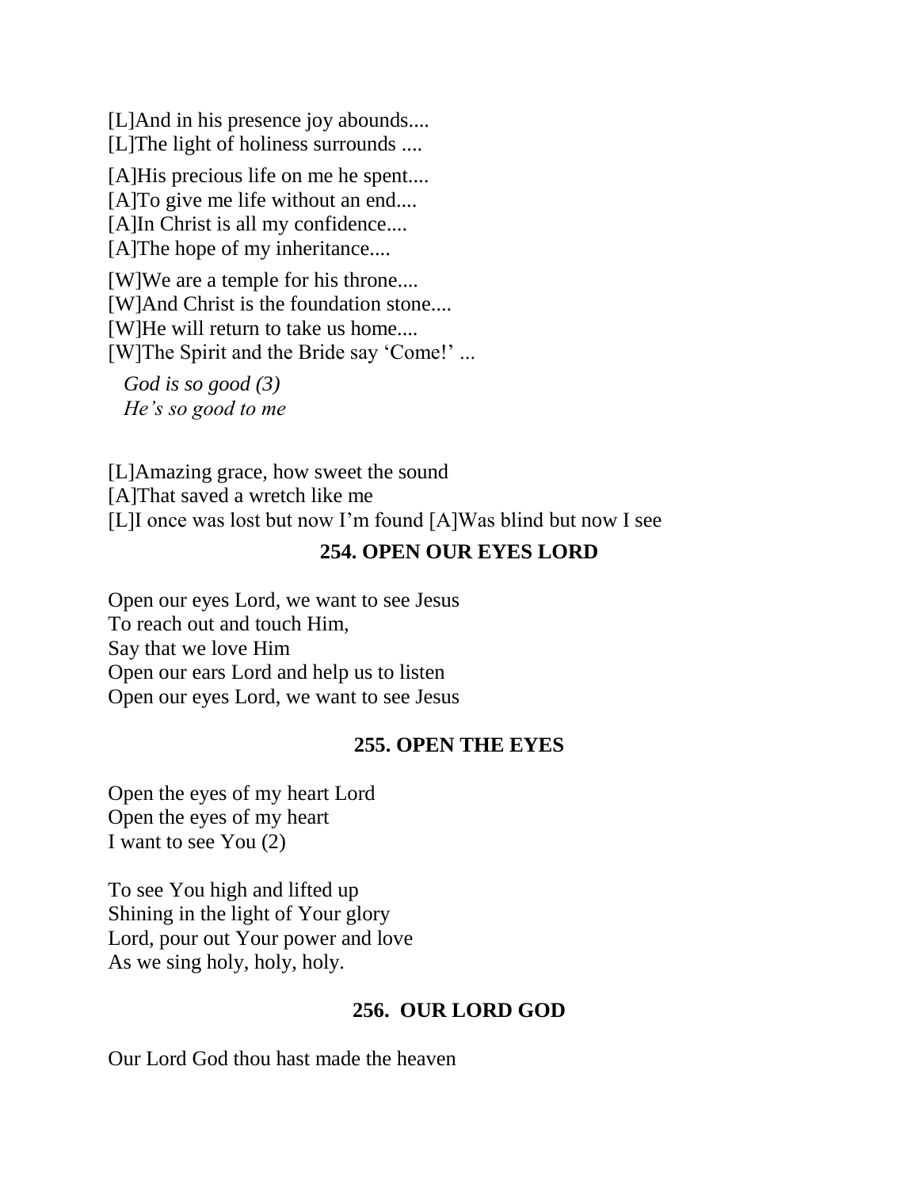[L]And in his presence joy abounds....
[L]The light of holiness surrounds ....

[A]His precious life on me he spent....
[A]To give me life without an end....
[A]In Christ is all my confidence....
[A]The hope of my inheritance....

[W]We are a temple for his throne....
[W]And Christ is the foundation stone....
[W]He will return to take us home....
[W]The Spirit and the Bride say 'Come!' ...

*God is so good (3)*
*He's so good to me*

[L]Amazing grace, how sweet the sound
[A]That saved a wretch like me
[L]I once was lost but now I'm found [A]Was blind but now I see

## 254. OPEN OUR EYES LORD

Open our eyes Lord, we want to see Jesus
To reach out and touch Him,
Say that we love Him
Open our ears Lord and help us to listen
Open our eyes Lord, we want to see Jesus

## 255. OPEN THE EYES

Open the eyes of my heart Lord
Open the eyes of my heart
I want to see You (2)

To see You high and lifted up
Shining in the light of Your glory
Lord, pour out Your power and love
As we sing holy, holy, holy.

## 256. OUR LORD GOD

Our Lord God thou hast made the heaven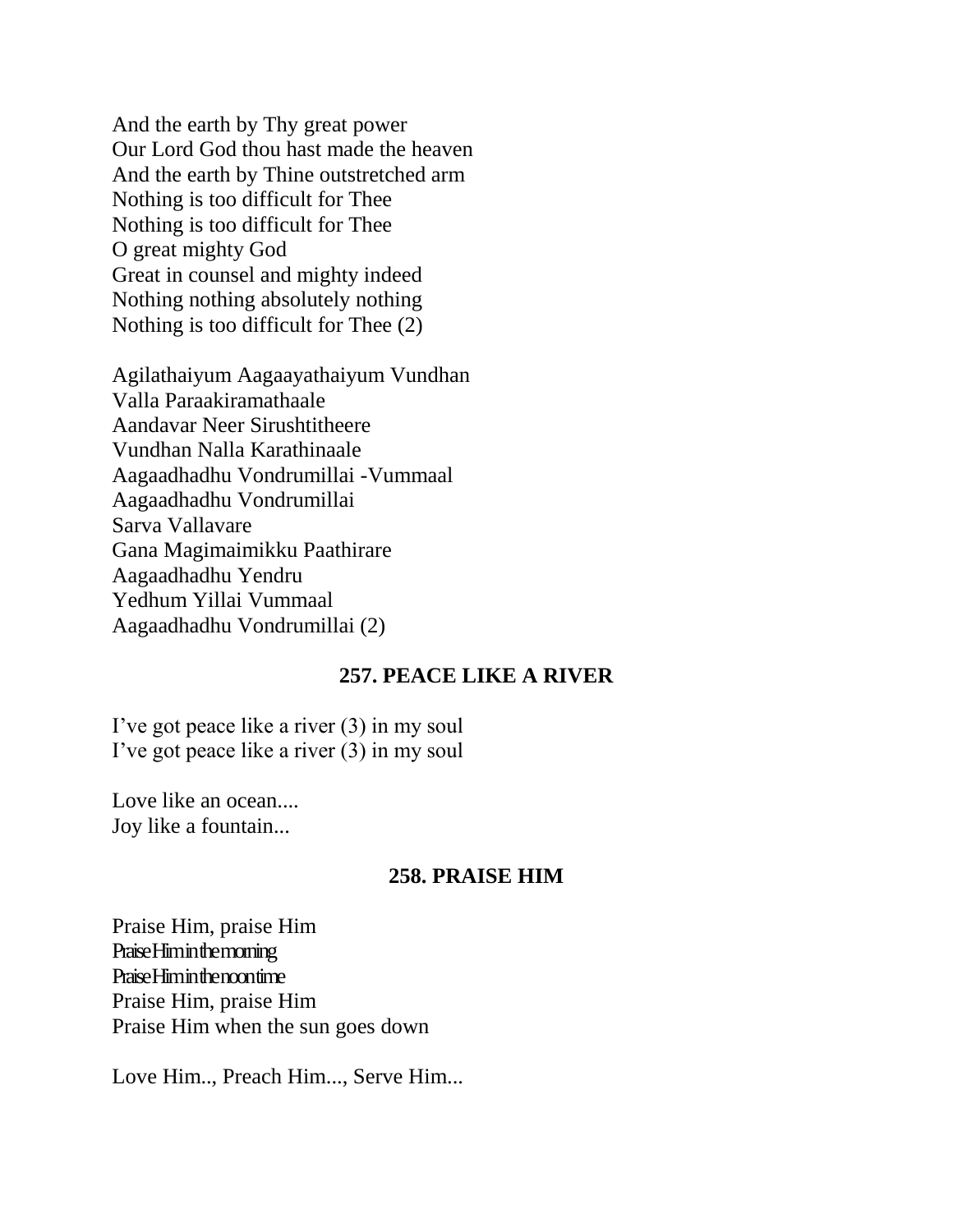And the earth by Thy great power
Our Lord God thou hast made the heaven
And the earth by Thine outstretched arm
Nothing is too difficult for Thee
Nothing is too difficult for Thee
O great mighty God
Great in counsel and mighty indeed
Nothing nothing absolutely nothing
Nothing is too difficult for Thee (2)

Agilathaiyum Aagaayathaiyum Vundhan
Valla Paraakiramathaale
Aandavar Neer Sirushtitheere
Vundhan Nalla Karathinaale
Aagaadhadhu Vondrumillai -Vummaal
Aagaadhadhu Vondrumillai
Sarva Vallavare
Gana Magimaimikku Paathirare
Aagaadhadhu Yendru
Yedhum Yillai Vummaal
Aagaadhadhu Vondrumillai (2)

### 257. PEACE LIKE A RIVER

I've got peace like a river (3) in my soul
I've got peace like a river (3) in my soul

Love like an ocean....
Joy like a fountain...

### 258. PRAISE HIM

Praise Him, praise Him
Praise Him in the morning
Praise Him in the noontime
Praise Him, praise Him
Praise Him when the sun goes down

Love Him.., Preach Him..., Serve Him...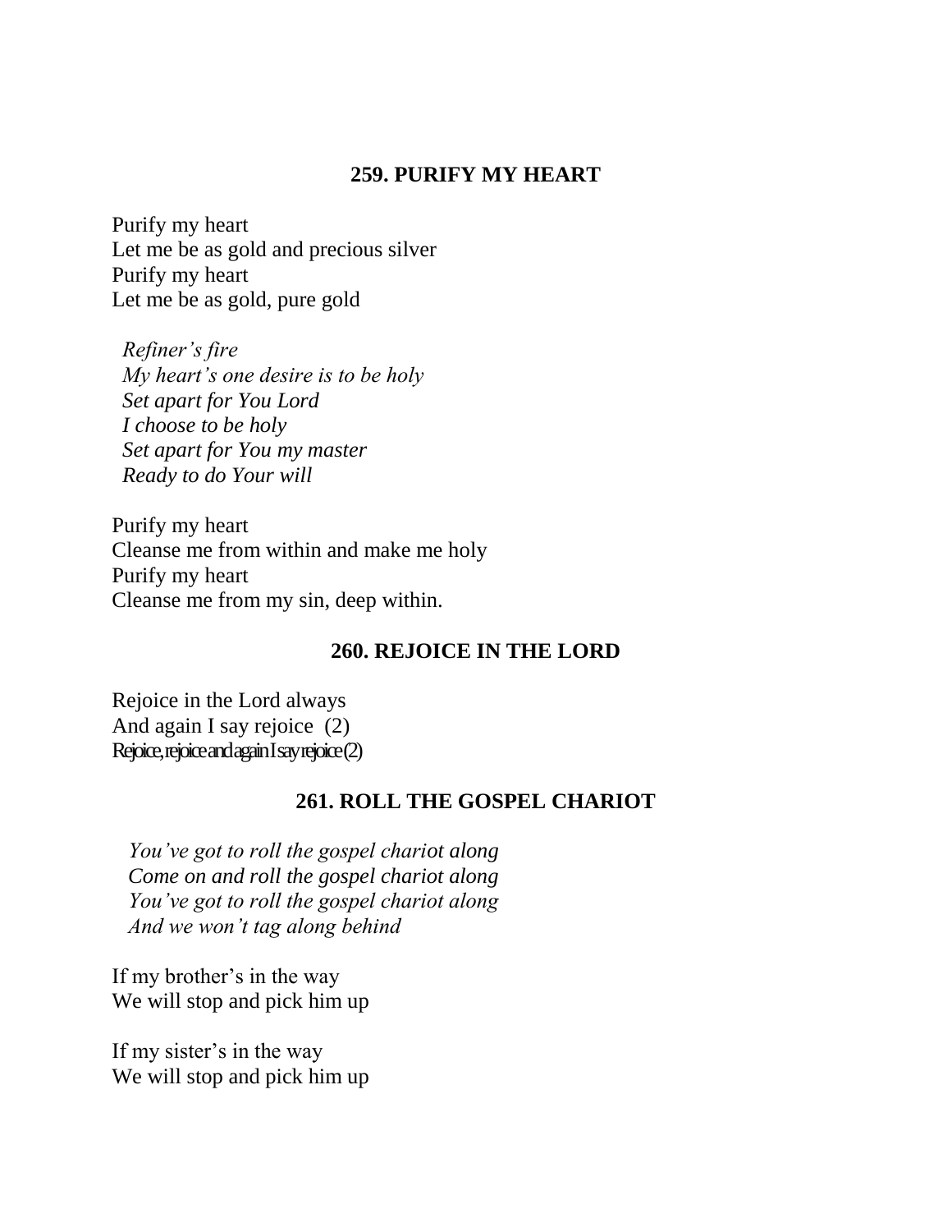### 259. PURIFY MY HEART

Purify my heart  
Let me be as gold and precious silver  
Purify my heart  
Let me be as gold, pure gold

*Refiner's fire*  
*My heart's one desire is to be holy*  
*Set apart for You Lord*  
*I choose to be holy*  
*Set apart for You my master*  
*Ready to do Your will*

Purify my heart  
Cleanse me from within and make me holy  
Purify my heart  
Cleanse me from my sin, deep within.

### 260. REJOICE IN THE LORD

Rejoice in the Lord always  
And again I say rejoice (2)  
Rejoice, rejoice and again I say rejoice (2)

### 261. ROLL THE GOSPEL CHARIOT

*You've got to roll the gospel chariot along*  
*Come on and roll the gospel chariot along*  
*You've got to roll the gospel chariot along*  
*And we won't tag along behind*

If my brother's in the way  
We will stop and pick him up

If my sister's in the way  
We will stop and pick him up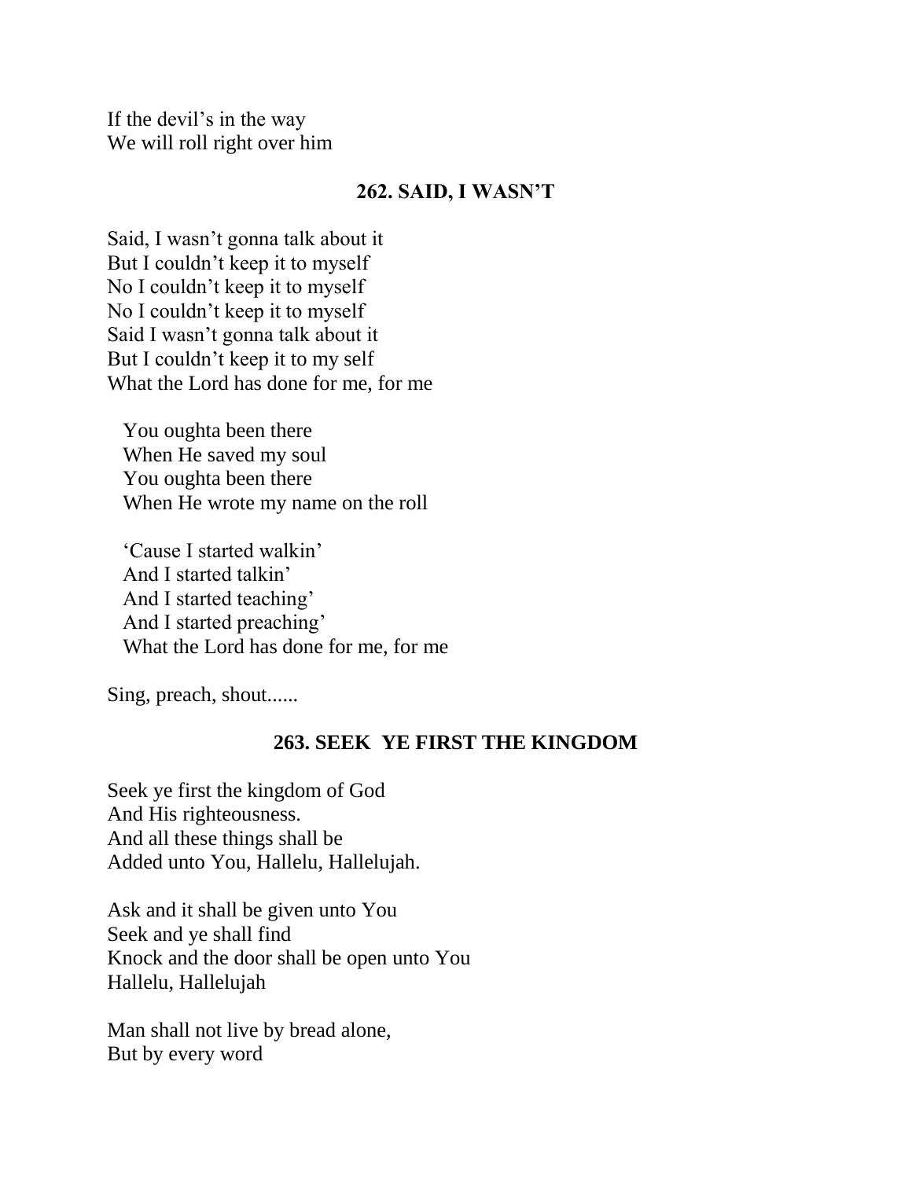If the devil's in the way
We will roll right over him

## 262. SAID, I WASN'T

Said, I wasn't gonna talk about it
But I couldn't keep it to myself
No I couldn't keep it to myself
No I couldn't keep it to myself
Said I wasn't gonna talk about it
But I couldn't keep it to my self
What the Lord has done for me, for me

You oughta been there
When He saved my soul
You oughta been there
When He wrote my name on the roll

'Cause I started walkin'
And I started talkin'
And I started teaching'
And I started preaching'
What the Lord has done for me, for me

Sing, preach, shout......

## 263. SEEK YE FIRST THE KINGDOM

Seek ye first the kingdom of God
And His righteousness.
And all these things shall be
Added unto You, Hallelu, Hallelujah.

Ask and it shall be given unto You
Seek and ye shall find
Knock and the door shall be open unto You
Hallelu, Hallelujah

Man shall not live by bread alone,
But by every word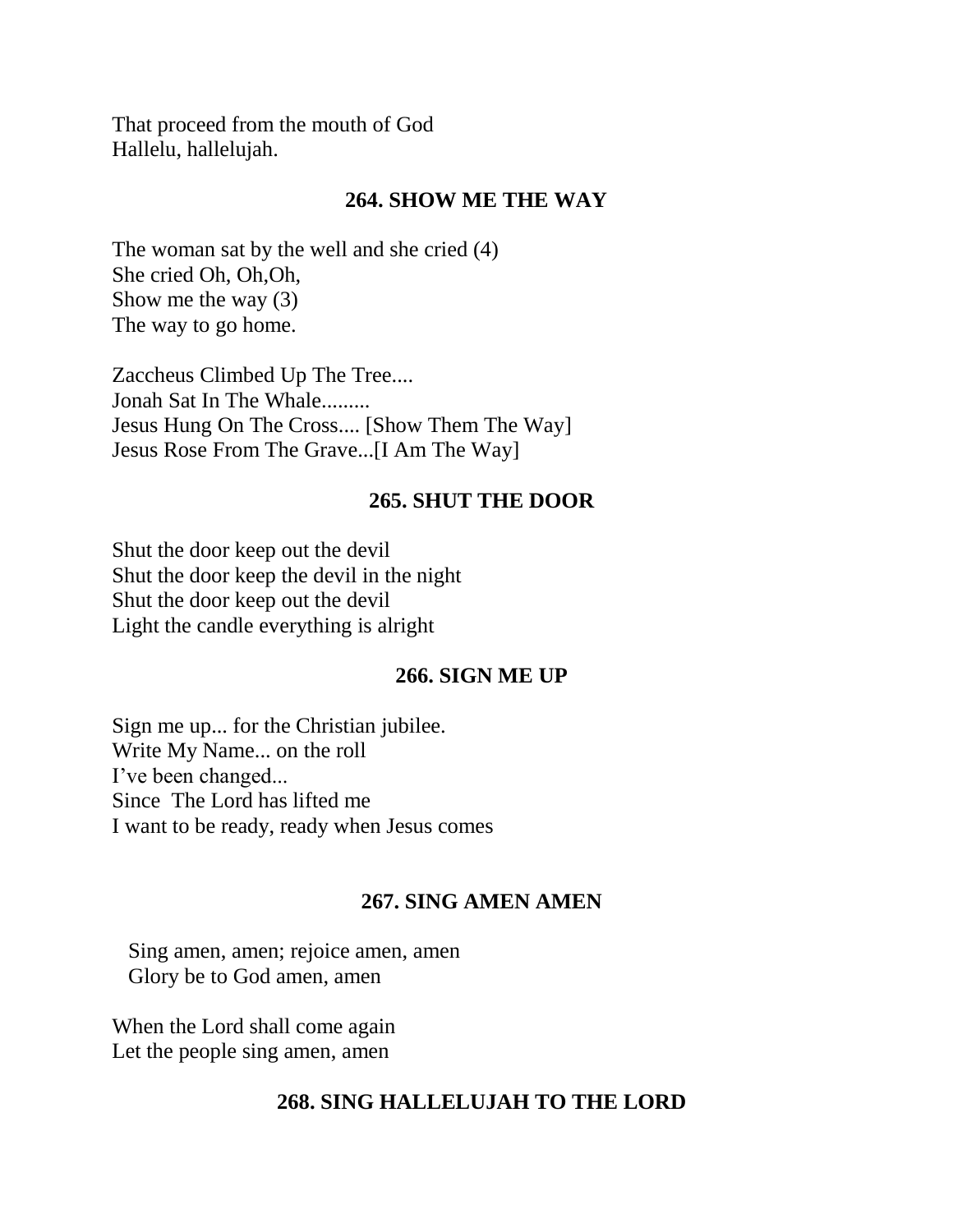That proceed from the mouth of God
Hallelu, hallelujah.

## 264. SHOW ME THE WAY

The woman sat by the well and she cried (4)
She cried Oh, Oh,Oh,
Show me the way (3)
The way to go home.

Zaccheus Climbed Up The Tree....
Jonah Sat In The Whale.........
Jesus Hung On The Cross.... [Show Them The Way]
Jesus Rose From The Grave...[I Am The Way]

## 265. SHUT THE DOOR

Shut the door keep out the devil
Shut the door keep the devil in the night
Shut the door keep out the devil
Light the candle everything is alright

## 266. SIGN ME UP

Sign me up... for the Christian jubilee.
Write My Name... on the roll
I've been changed...
Since The Lord has lifted me
I want to be ready, ready when Jesus comes

## 267. SING AMEN AMEN

Sing amen, amen; rejoice amen, amen
Glory be to God amen, amen

When the Lord shall come again
Let the people sing amen, amen

## 268. SING HALLELUJAH TO THE LORD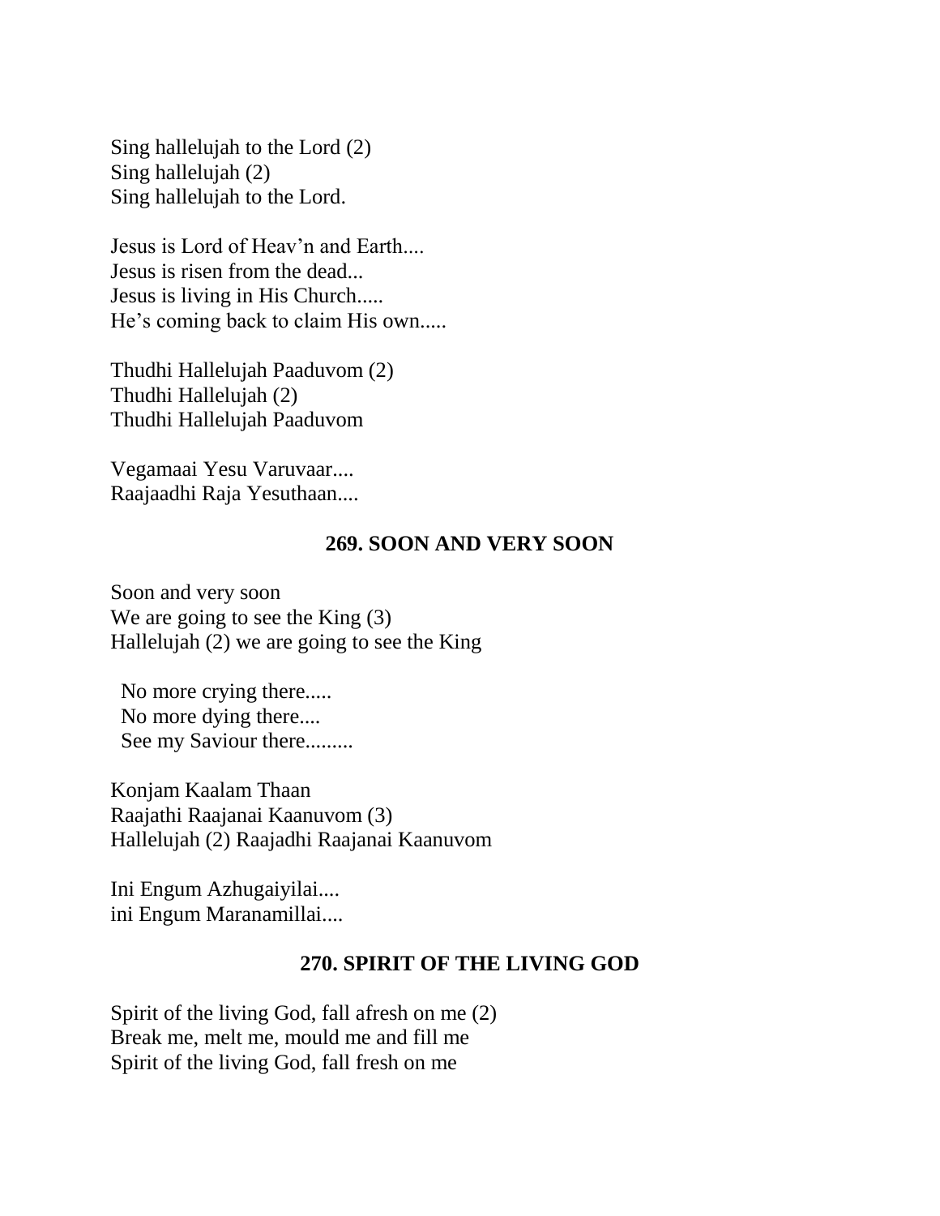Sing hallelujah to the Lord (2)
Sing hallelujah (2)
Sing hallelujah to the Lord.

Jesus is Lord of Heav'n and Earth....
Jesus is risen from the dead...
Jesus is living in His Church.....
He's coming back to claim His own.....

Thudhi Hallelujah Paaduvom (2)
Thudhi Hallelujah (2)
Thudhi Hallelujah Paaduvom

Vegamaai Yesu Varuvaar....
Raajaadhi Raja Yesuthaan....

## 269. SOON AND VERY SOON

Soon and very soon
We are going to see the King (3)
Hallelujah (2) we are going to see the King

No more crying there.....
No more dying there....
See my Saviour there.........

Konjam Kaalam Thaan
Raajathi Raajanai Kaanuvom (3)
Hallelujah (2) Raajadhi Raajanai Kaanuvom

Ini Engum Azhugaiyilai....
ini Engum Maranamillai....

## 270. SPIRIT OF THE LIVING GOD

Spirit of the living God, fall afresh on me (2)
Break me, melt me, mould me and fill me
Spirit of the living God, fall fresh on me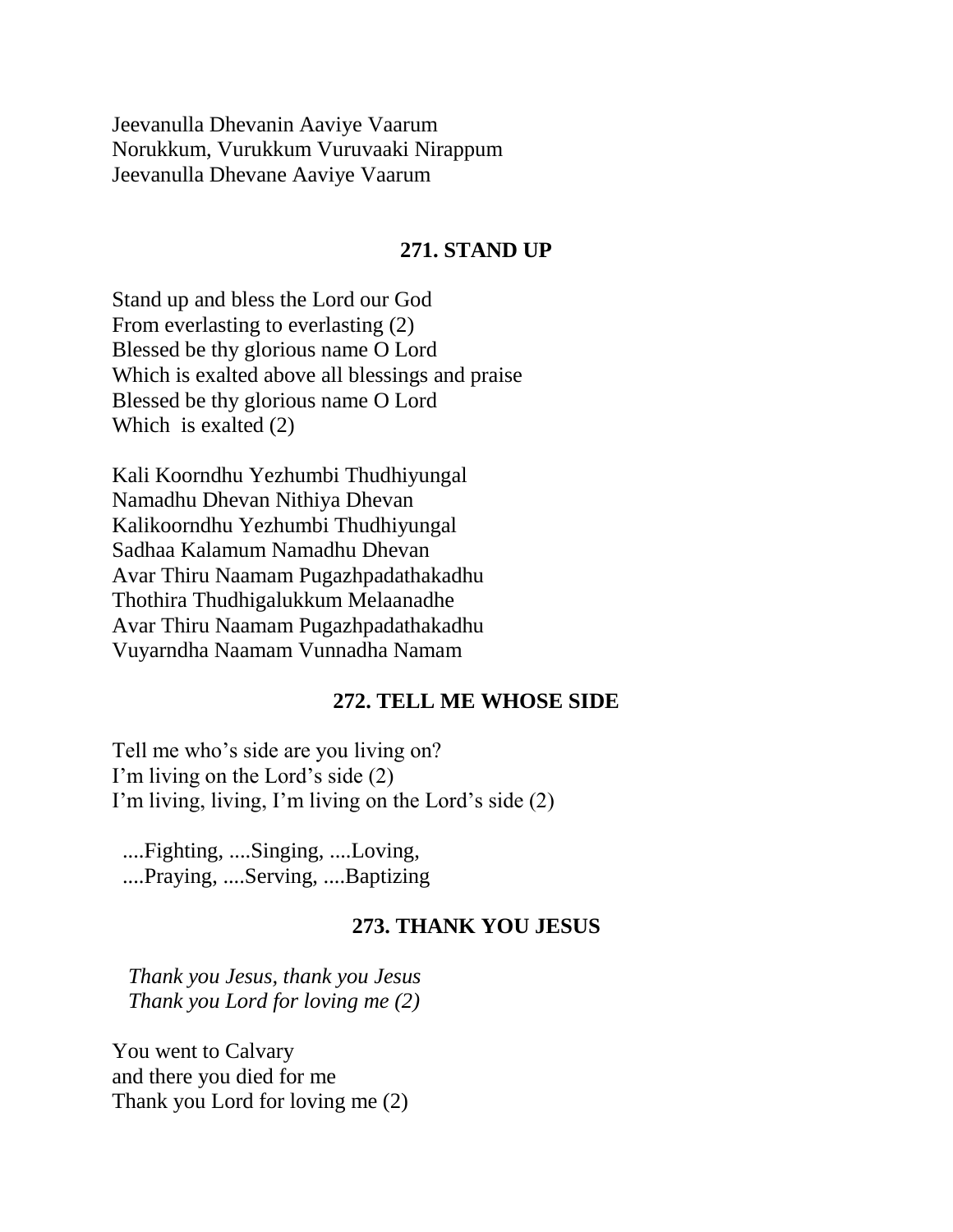Jeevanulla Dhevanin Aaviye Vaarum
Norukkum, Vurukkum Vuruvaaki Nirappum
Jeevanulla Dhevane Aaviye Vaarum

## 271. STAND UP

Stand up and bless the Lord our God
From everlasting to everlasting (2)
Blessed be thy glorious name O Lord
Which is exalted above all blessings and praise
Blessed be thy glorious name O Lord
Which is exalted (2)

Kali Koorndhu Yezhumbi Thudhiyungal
Namadhu Dhevan Nithiya Dhevan
Kalikoorndhu Yezhumbi Thudhiyungal
Sadhaa Kalamum Namadhu Dhevan
Avar Thiru Naamam Pugazhpadathakadhu
Thothira Thudhigalukkum Melaanadhe
Avar Thiru Naamam Pugazhpadathakadhu
Vuyarndha Naamam Vunnadha Namam

## 272. TELL ME WHOSE SIDE

Tell me who's side are you living on?
I'm living on the Lord's side (2)
I'm living, living, I'm living on the Lord's side (2)

....Fighting, ....Singing, ....Loving,
....Praying, ....Serving, ....Baptizing

## 273. THANK YOU JESUS

*Thank you Jesus, thank you Jesus*
*Thank you Lord for loving me (2)*

You went to Calvary
and there you died for me
Thank you Lord for loving me (2)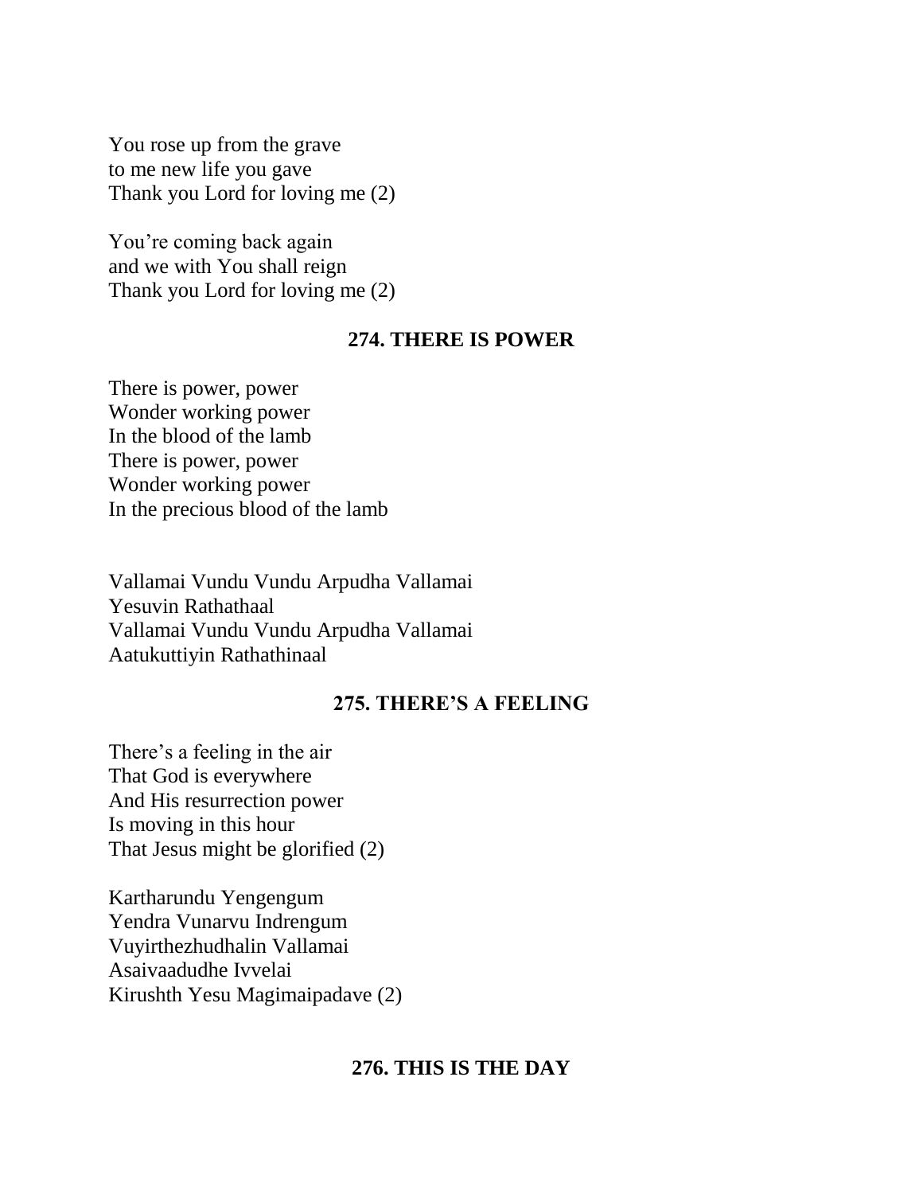You rose up from the grave
to me new life you gave
Thank you Lord for loving me (2)

You're coming back again
and we with You shall reign
Thank you Lord for loving me (2)

## 274. THERE IS POWER

There is power, power
Wonder working power
In the blood of the lamb
There is power, power
Wonder working power
In the precious blood of the lamb

Vallamai Vundu Vundu Arpudha Vallamai
Yesuvin Rathathaal
Vallamai Vundu Vundu Arpudha Vallamai
Aatukuttiyin Rathathinaal

## 275. THERE'S A FEELING

There's a feeling in the air
That God is everywhere
And His resurrection power
Is moving in this hour
That Jesus might be glorified (2)

Kartharundu Yengengum
Yendra Vunarvu Indrengum
Vuyirthezhudhalin Vallamai
Asaivaadudhe Ivvelai
Kirushth Yesu Magimaipadave (2)

## 276. THIS IS THE DAY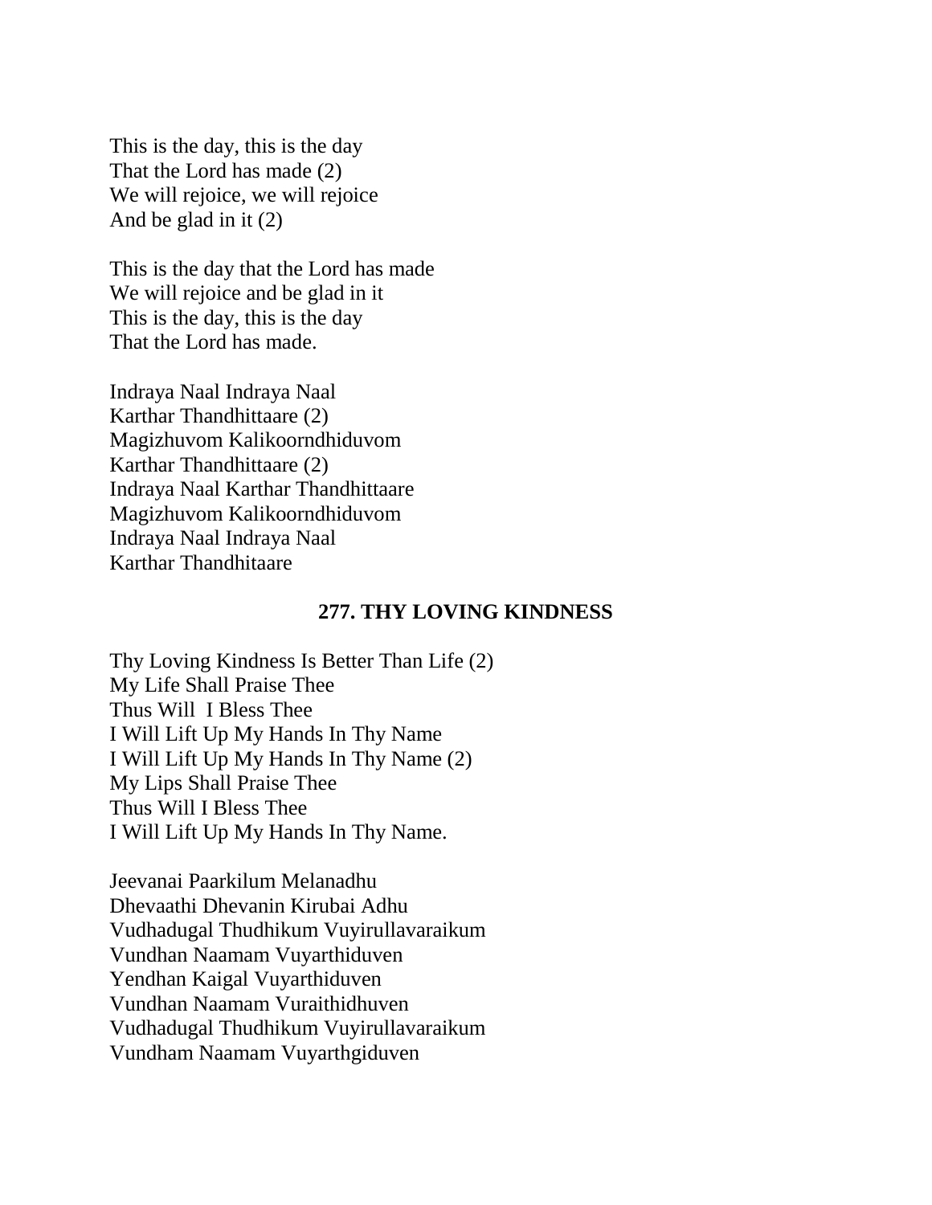This is the day, this is the day
That the Lord has made (2)
We will rejoice, we will rejoice
And be glad in it (2)

This is the day that the Lord has made
We will rejoice and be glad in it
This is the day, this is the day
That the Lord has made.

Indraya Naal Indraya Naal
Karthar Thandhittaare (2)
Magizhuvom Kalikoorndhiduvom
Karthar Thandhittaare (2)
Indraya Naal Karthar Thandhittaare
Magizhuvom Kalikoorndhiduvom
Indraya Naal Indraya Naal
Karthar Thandhitaare

## 277. THY LOVING KINDNESS

Thy Loving Kindness Is Better Than Life (2)
My Life Shall Praise Thee
Thus Will  I Bless Thee
I Will Lift Up My Hands In Thy Name
I Will Lift Up My Hands In Thy Name (2)
My Lips Shall Praise Thee
Thus Will I Bless Thee
I Will Lift Up My Hands In Thy Name.

Jeevanai Paarkilum Melanadhu
Dhevaathi Dhevanin Kirubai Adhu
Vudhadugal Thudhikum Vuyirullavaraikum
Vundhan Naamam Vuyarthiduven
Yendhan Kaigal Vuyarthiduven
Vundhan Naamam Vuraithidhuven
Vudhadugal Thudhikum Vuyirullavaraikum
Vundham Naamam Vuyarthgiduven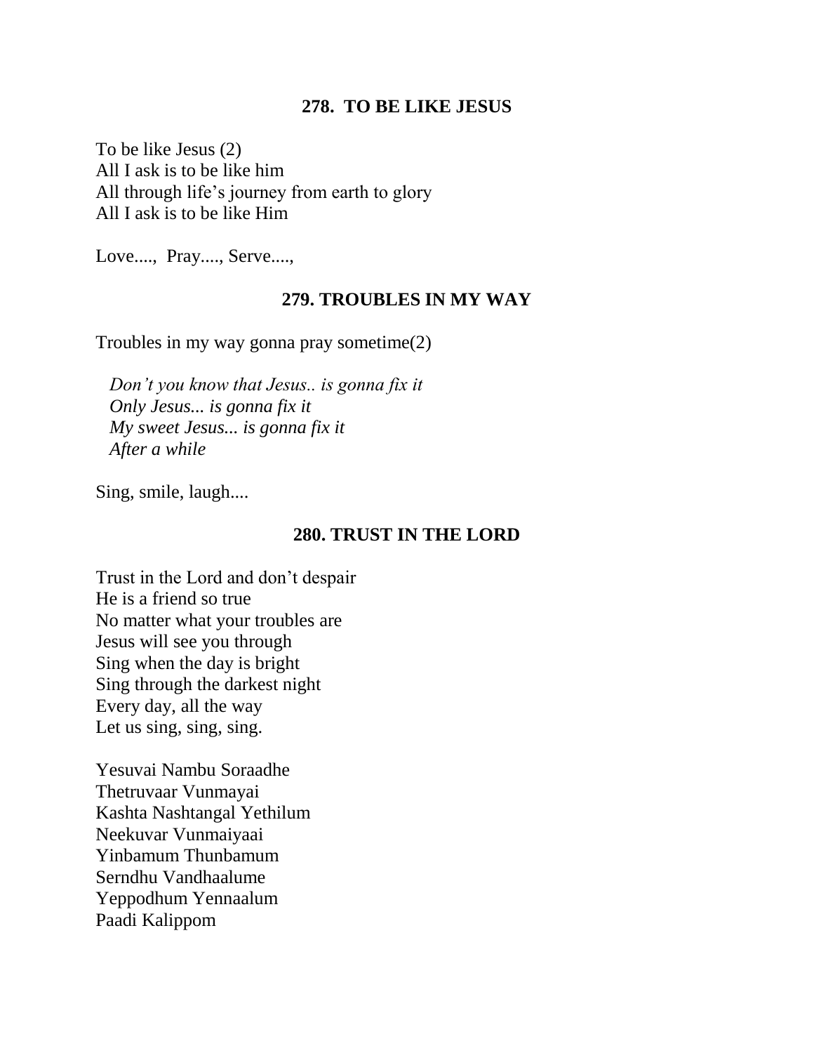## 278. TO BE LIKE JESUS

To be like Jesus (2)
All I ask is to be like him
All through life's journey from earth to glory
All I ask is to be like Him

Love...., Pray...., Serve....,

## 279. TROUBLES IN MY WAY

Troubles in my way gonna pray sometime(2)

*Don't you know that Jesus.. is gonna fix it*
*Only Jesus... is gonna fix it*
*My sweet Jesus... is gonna fix it*
*After a while*

Sing, smile, laugh....

## 280. TRUST IN THE LORD

Trust in the Lord and don't despair
He is a friend so true
No matter what your troubles are
Jesus will see you through
Sing when the day is bright
Sing through the darkest night
Every day, all the way
Let us sing, sing, sing.

Yesuvai Nambu Soraadhe
Thetruvaar Vunmayai
Kashta Nashtangal Yethilum
Neekuvar Vunmaiyaai
Yinbamum Thunbamum
Serndhu Vandhaalume
Yeppodhum Yennaalum
Paadi Kalippom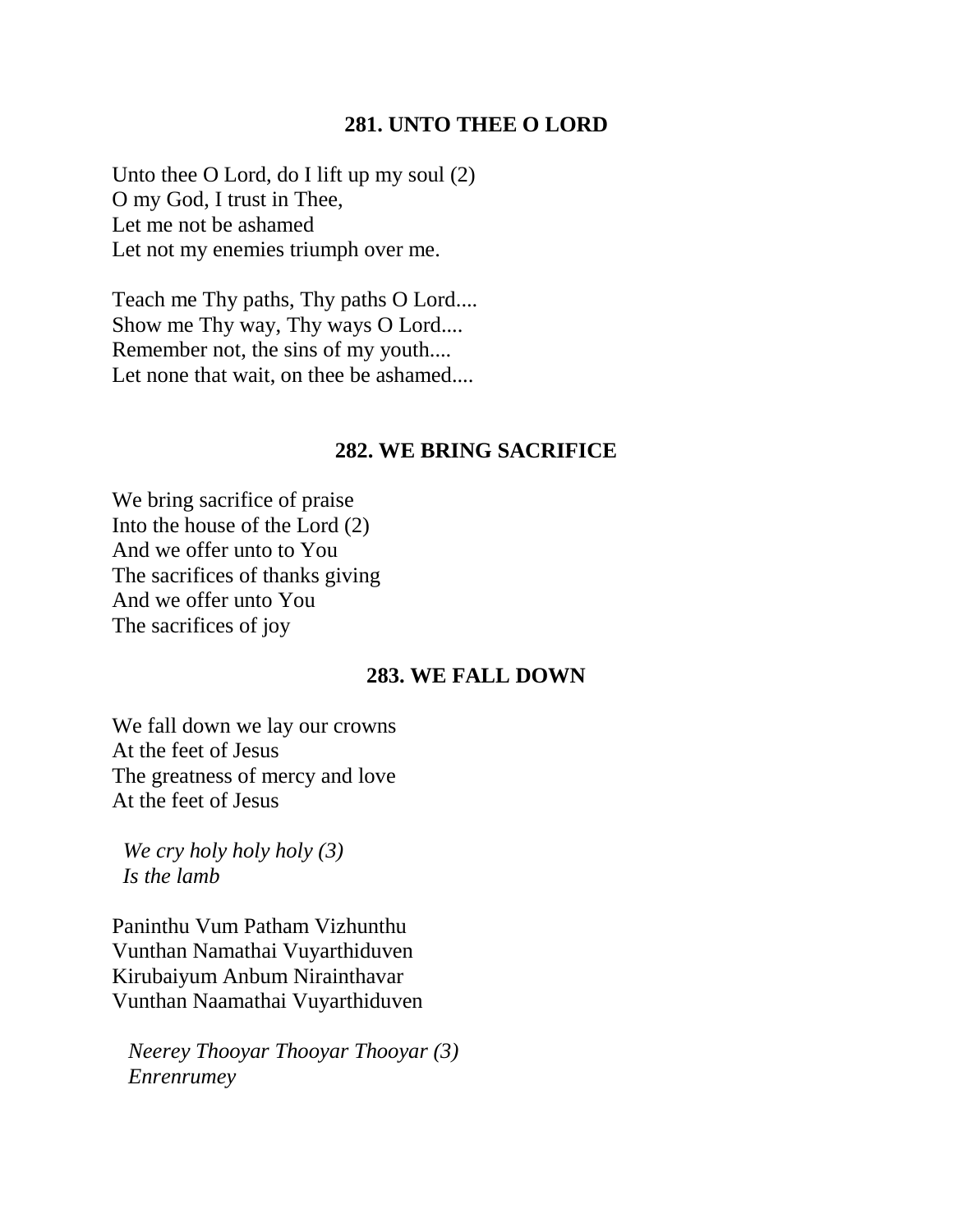## 281. UNTO THEE O LORD

Unto thee O Lord, do I lift up my soul (2)
O my God, I trust in Thee,
Let me not be ashamed
Let not my enemies triumph over me.

Teach me Thy paths, Thy paths O Lord....
Show me Thy way, Thy ways O Lord....
Remember not, the sins of my youth....
Let none that wait, on thee be ashamed....

## 282. WE BRING SACRIFICE

We bring sacrifice of praise
Into the house of the Lord (2)
And we offer unto to You
The sacrifices of thanks giving
And we offer unto You
The sacrifices of joy

## 283. WE FALL DOWN

We fall down we lay our crowns
At the feet of Jesus
The greatness of mercy and love
At the feet of Jesus

*We cry holy holy holy (3)*
*Is the lamb*

Paninthu Vum Patham Vizhunthu
Vunthan Namathai Vuyarthiduven
Kirubaiyum Anbum Nirainthavar
Vunthan Naamathai Vuyarthiduven

*Neerey Thooyar Thooyar Thooyar (3)*
*Enrenrumey*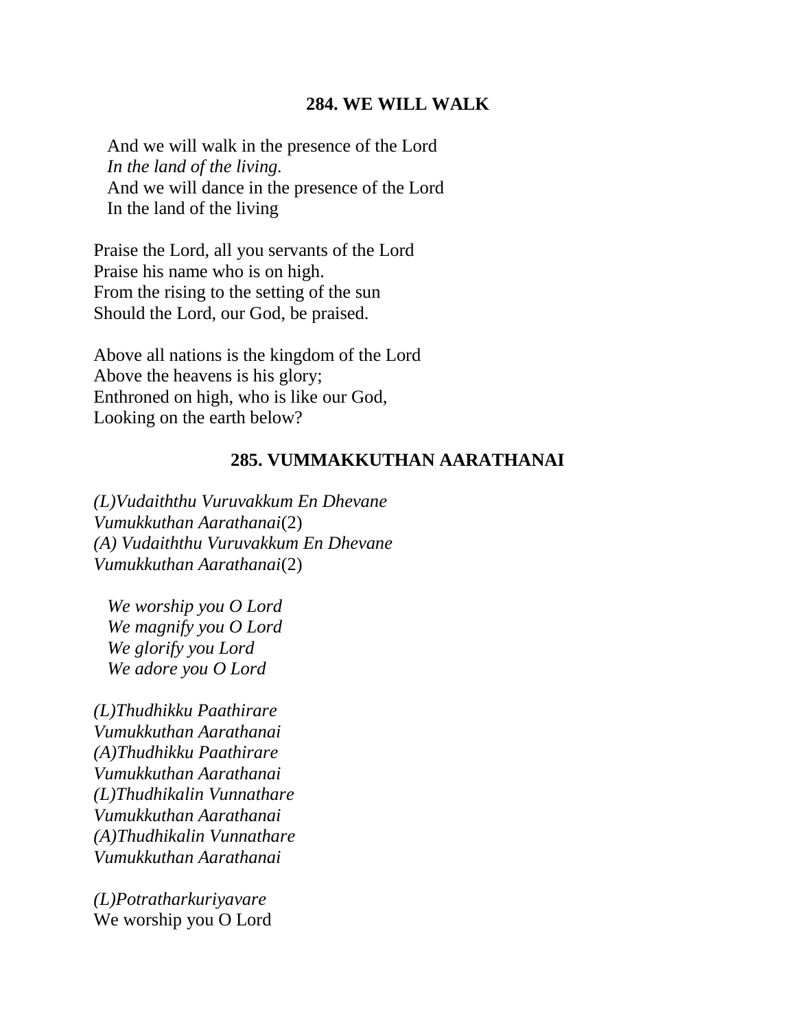### 284. WE WILL WALK

And we will walk in the presence of the Lord
*In the land of the living.*
And we will dance in the presence of the Lord
In the land of the living

Praise the Lord, all you servants of the Lord
Praise his name who is on high.
From the rising to the setting of the sun
Should the Lord, our God, be praised.

Above all nations is the kingdom of the Lord
Above the heavens is his glory;
Enthroned on high, who is like our God,
Looking on the earth below?

### 285. VUMMAKKUTHAN AARATHANAI

*(L)Vudaiththu Vuruvakkum En Dhevane*
*Vumukkuthan Aarathanai*(2)
*(A) Vudaiththu Vuruvakkum En Dhevane*
*Vumukkuthan Aarathanai*(2)

*We worship you O Lord*
*We magnify you O Lord*
*We glorify you Lord*
*We adore you O Lord*

*(L)Thudhikku Paathirare*
*Vumukkuthan Aarathanai*
*(A)Thudhikku Paathirare*
*Vumukkuthan Aarathanai*
*(L)Thudhikalin Vunnathare*
*Vumukkuthan Aarathanai*
*(A)Thudhikalin Vunnathare*
*Vumukkuthan Aarathanai*

*(L)Potratharkuriyavare*
We worship you O Lord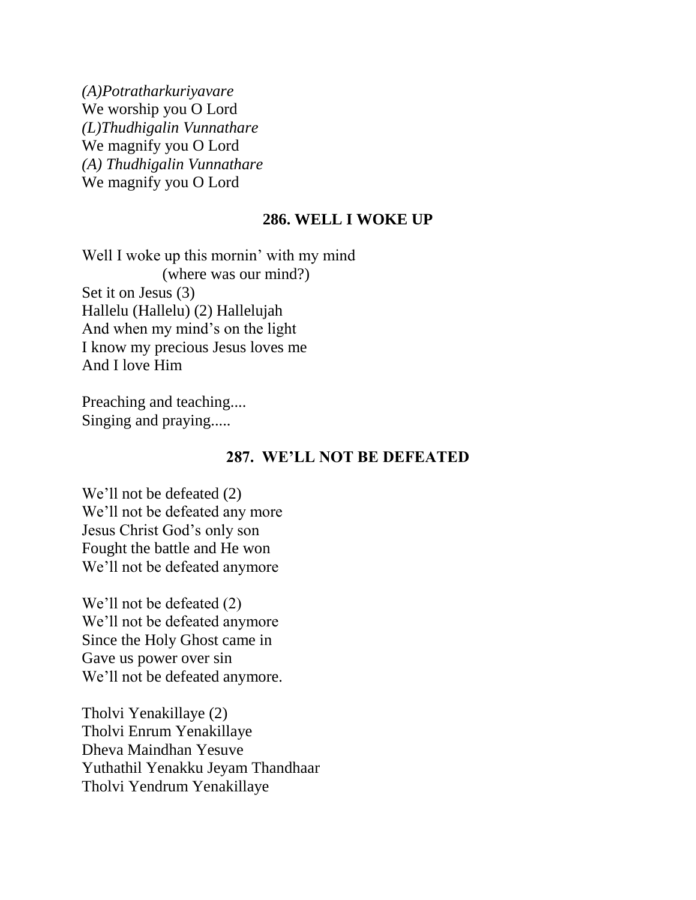*(A)Potratharkuriyavare*  
We worship you O Lord  
*(L)Thudhigalin Vunnathare*  
We magnify you O Lord  
*(A) Thudhigalin Vunnathare*  
We magnify you O Lord

## 286. WELL I WOKE UP

Well I woke up this mornin' with my mind  
(where was our mind?)  
Set it on Jesus (3)  
Hallelu (Hallelu) (2) Hallelujah  
And when my mind's on the light  
I know my precious Jesus loves me  
And I love Him

Preaching and teaching....  
Singing and praying.....

## 287. WE'LL NOT BE DEFEATED

We'll not be defeated (2)  
We'll not be defeated any more  
Jesus Christ God's only son  
Fought the battle and He won  
We'll not be defeated anymore

We'll not be defeated (2)  
We'll not be defeated anymore  
Since the Holy Ghost came in  
Gave us power over sin  
We'll not be defeated anymore.

Tholvi Yenakillaye (2)  
Tholvi Enrum Yenakillaye  
Dheva Maindhan Yesuve  
Yuthathil Yenakku Jeyam Thandhaar  
Tholvi Yendrum Yenakillaye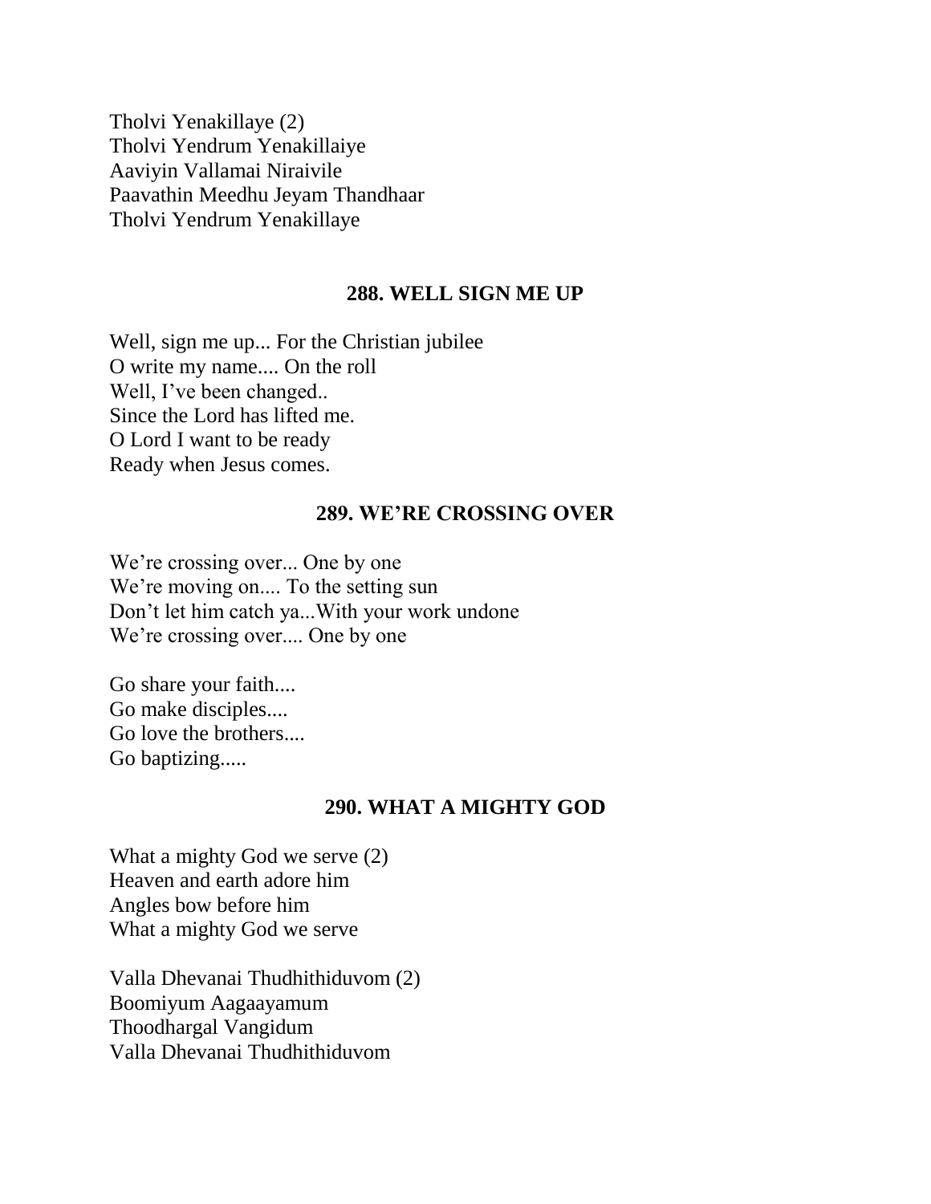Tholvi Yenakillaye (2)
Tholvi Yendrum Yenakillaiye
Aaviyin Vallamai Niraivile
Paavathin Meedhu Jeyam Thandhaar
Tholvi Yendrum Yenakillaye

## 288. WELL SIGN ME UP

Well, sign me up... For the Christian jubilee
O write my name.... On the roll
Well, I've been changed..
Since the Lord has lifted me.
O Lord I want to be ready
Ready when Jesus comes.

## 289. WE'RE CROSSING OVER

We're crossing over... One by one
We're moving on.... To the setting sun
Don't let him catch ya...With your work undone
We're crossing over.... One by one

Go share your faith....
Go make disciples....
Go love the brothers....
Go baptizing.....

## 290. WHAT A MIGHTY GOD

What a mighty God we serve (2)
Heaven and earth adore him
Angles bow before him
What a mighty God we serve

Valla Dhevanai Thudhithiduvom (2)
Boomiyum Aagaayamum
Thoodhargal Vangidum
Valla Dhevanai Thudhithiduvom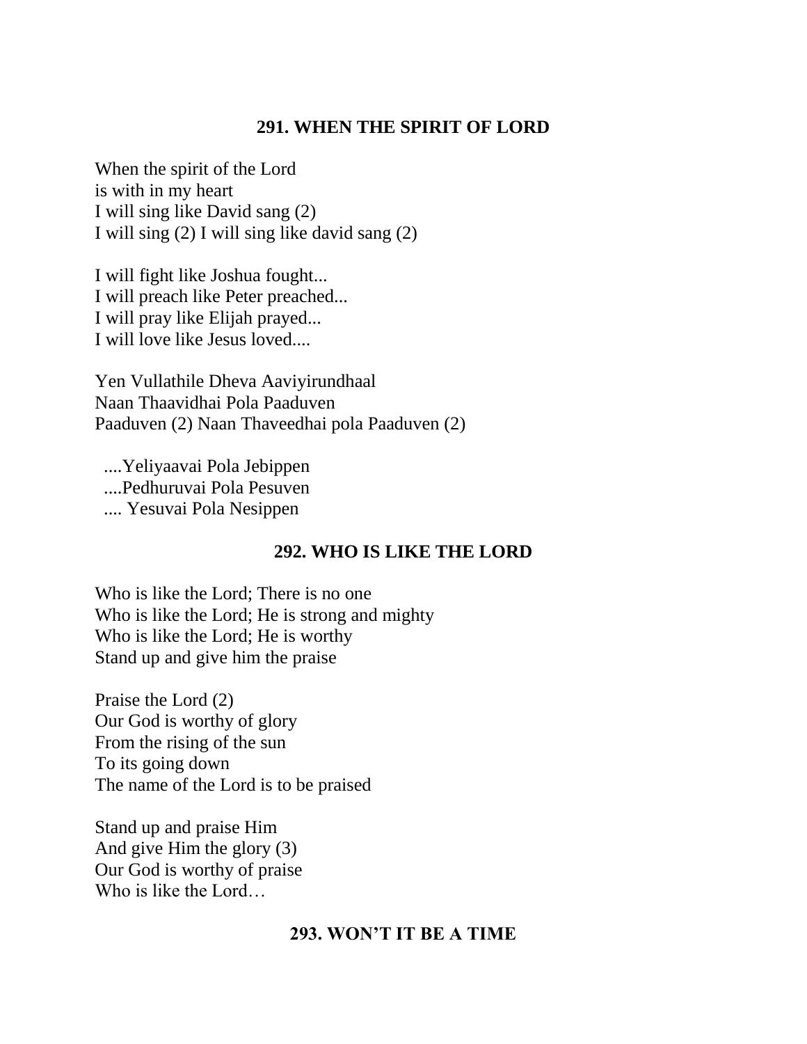## 291. WHEN THE SPIRIT OF LORD

When the spirit of the Lord
is with in my heart
I will sing like David sang (2)
I will sing (2) I will sing like david sang (2)

I will fight like Joshua fought...
I will preach like Peter preached...
I will pray like Elijah prayed...
I will love like Jesus loved....

Yen Vullathile Dheva Aaviyirundhaal
Naan Thaavidhai Pola Paaduven
Paaduven (2) Naan Thaveedhai pola Paaduven (2)

....Yeliyaavai Pola Jebippen
....Pedhuruvai Pola Pesuven
.... Yesuvai Pola Nesippen

## 292. WHO IS LIKE THE LORD

Who is like the Lord; There is no one
Who is like the Lord; He is strong and mighty
Who is like the Lord; He is worthy
Stand up and give him the praise

Praise the Lord (2)
Our God is worthy of glory
From the rising of the sun
To its going down
The name of the Lord is to be praised

Stand up and praise Him
And give Him the glory (3)
Our God is worthy of praise
Who is like the Lord…

## 293. WON'T IT BE A TIME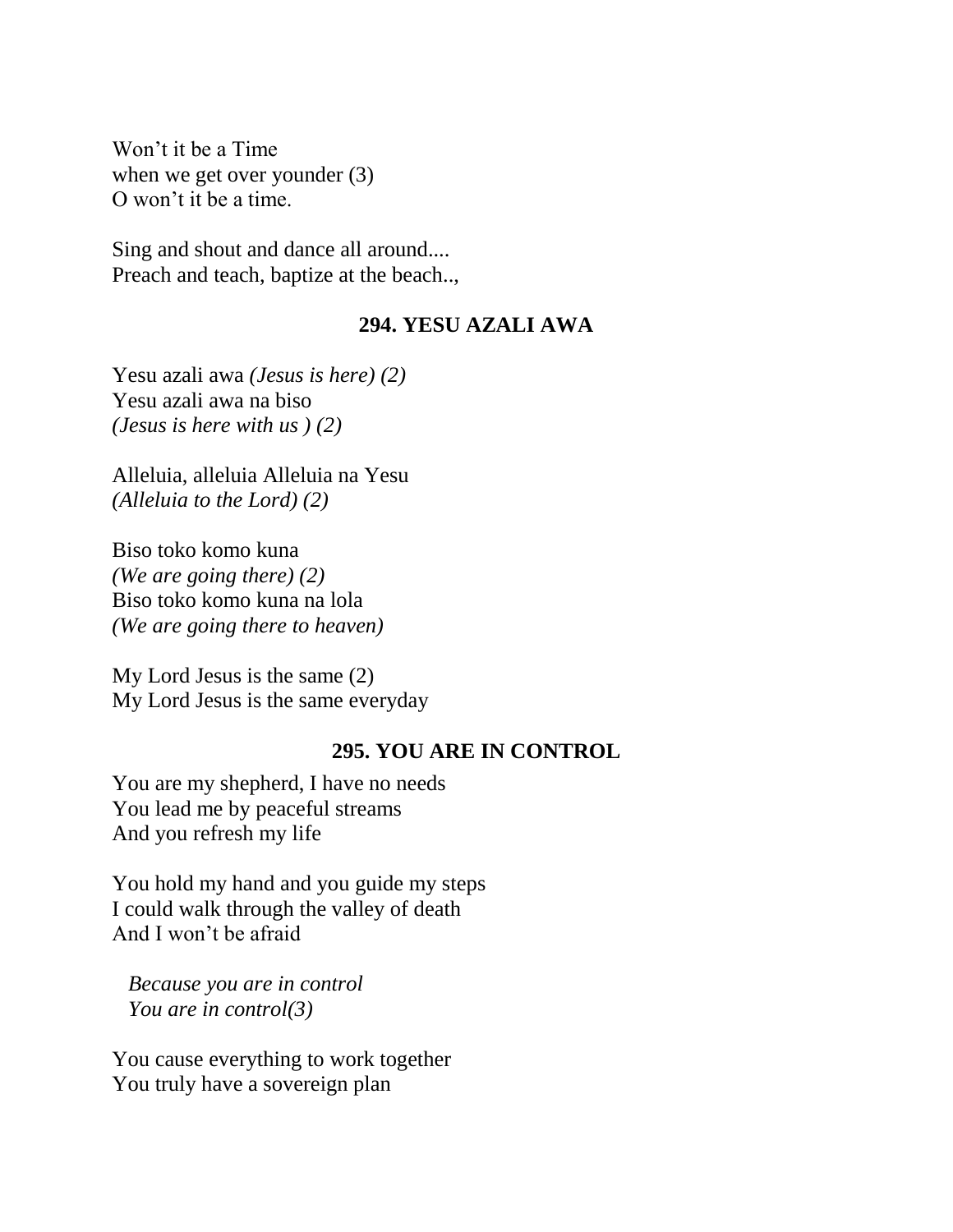Won't it be a Time
when we get over younder (3)
O won't it be a time.

Sing and shout and dance all around....
Preach and teach, baptize at the beach..,

## 294. YESU AZALI AWA

Yesu azali awa *(Jesus is here) (2)*
Yesu azali awa na biso
*(Jesus is here with us ) (2)*

Alleluia, alleluia Alleluia na Yesu
*(Alleluia to the Lord) (2)*

Biso toko komo kuna
*(We are going there) (2)*
Biso toko komo kuna na lola
*(We are going there to heaven)*

My Lord Jesus is the same (2)
My Lord Jesus is the same everyday

## 295. YOU ARE IN CONTROL

You are my shepherd, I have no needs
You lead me by peaceful streams
And you refresh my life

You hold my hand and you guide my steps
I could walk through the valley of death
And I won't be afraid

*Because you are in control*
*You are in control(3)*

You cause everything to work together
You truly have a sovereign plan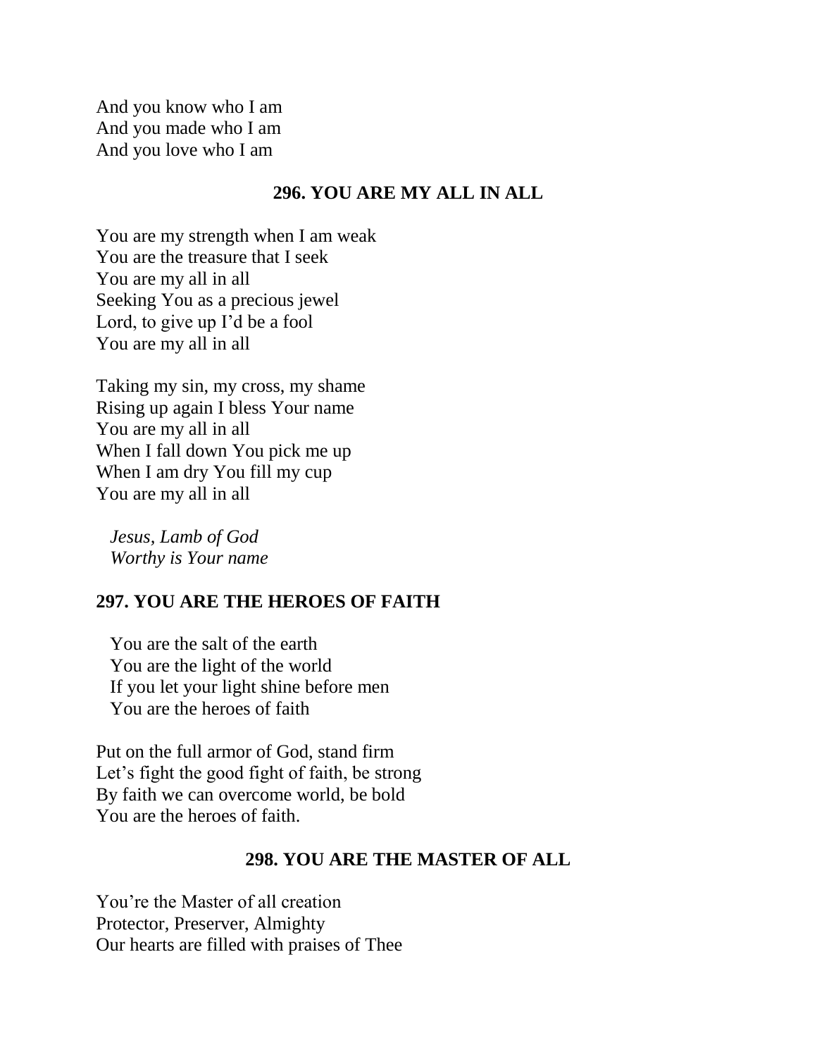And you know who I am
And you made who I am
And you love who I am

### 296. YOU ARE MY ALL IN ALL

You are my strength when I am weak
You are the treasure that I seek
You are my all in all
Seeking You as a precious jewel
Lord, to give up I'd be a fool
You are my all in all

Taking my sin, my cross, my shame
Rising up again I bless Your name
You are my all in all
When I fall down You pick me up
When I am dry You fill my cup
You are my all in all

*Jesus, Lamb of God*
*Worthy is Your name*

### 297. YOU ARE THE HEROES OF FAITH

You are the salt of the earth
You are the light of the world
If you let your light shine before men
You are the heroes of faith

Put on the full armor of God, stand firm
Let's fight the good fight of faith, be strong
By faith we can overcome world, be bold
You are the heroes of faith.

### 298. YOU ARE THE MASTER OF ALL

You're the Master of all creation
Protector, Preserver, Almighty
Our hearts are filled with praises of Thee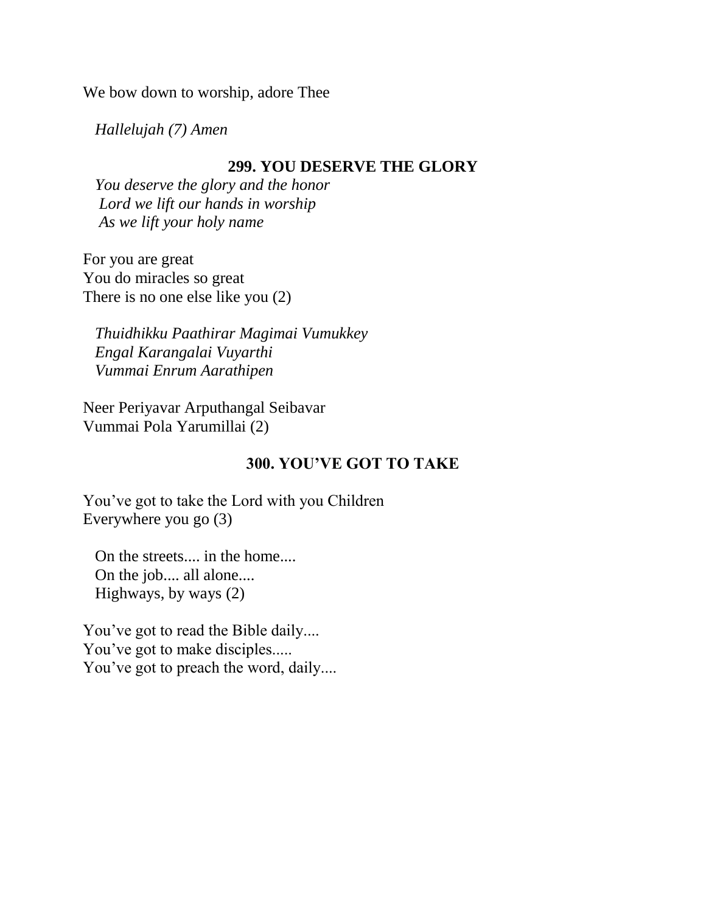We bow down to worship, adore Thee

*Hallelujah (7) Amen*

### 299. YOU DESERVE THE GLORY

*You deserve the glory and the honor*
*Lord we lift our hands in worship*
*As we lift your holy name*

For you are great
You do miracles so great
There is no one else like you (2)

*Thuidhikku Paathirar Magimai Vumukkey*
*Engal Karangalai Vuyarthi*
*Vummai Enrum Aarathipen*

Neer Periyavar Arputhangal Seibavar
Vummai Pola Yarumillai (2)

### 300. YOU'VE GOT TO TAKE

You've got to take the Lord with you Children
Everywhere you go (3)

On the streets.... in the home....
On the job.... all alone....
Highways, by ways (2)

You've got to read the Bible daily....
You've got to make disciples.....
You've got to preach the word, daily....